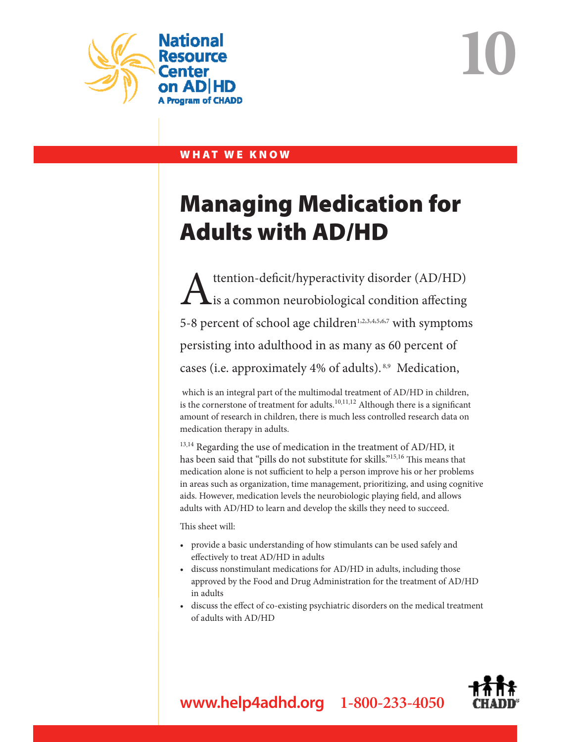National Resource Center on AD|HD
A Program of CHADD

10

WHAT WE KNOW

# Managing Medication for Adults with AD/HD

Attention-deficit/hyperactivity disorder (AD/HD) is a common neurobiological condition affecting 5-8 percent of school age children[1,2,3,4,5,6,7] with symptoms persisting into adulthood in as many as 60 percent of cases (i.e. approximately 4% of adults).[8,9] Medication, which is an integral part of the multimodal treatment of AD/HD in children, is the cornerstone of treatment for adults.[10,11,12] Although there is a significant amount of research in children, there is much less controlled research data on medication therapy in adults.

[13,14] Regarding the use of medication in the treatment of AD/HD, it has been said that "pills do not substitute for skills."[15,16] This means that medication alone is not sufficient to help a person improve his or her problems in areas such as organization, time management, prioritizing, and using cognitive aids. However, medication levels the neurobiologic playing field, and allows adults with AD/HD to learn and develop the skills they need to succeed.

This sheet will:

- provide a basic understanding of how stimulants can be used safely and effectively to treat AD/HD in adults
- discuss nonstimulant medications for AD/HD in adults, including those approved by the Food and Drug Administration for the treatment of AD/HD in adults
- discuss the effect of co-existing psychiatric disorders on the medical treatment of adults with AD/HD

www.help4adhd.org 1-800-233-4050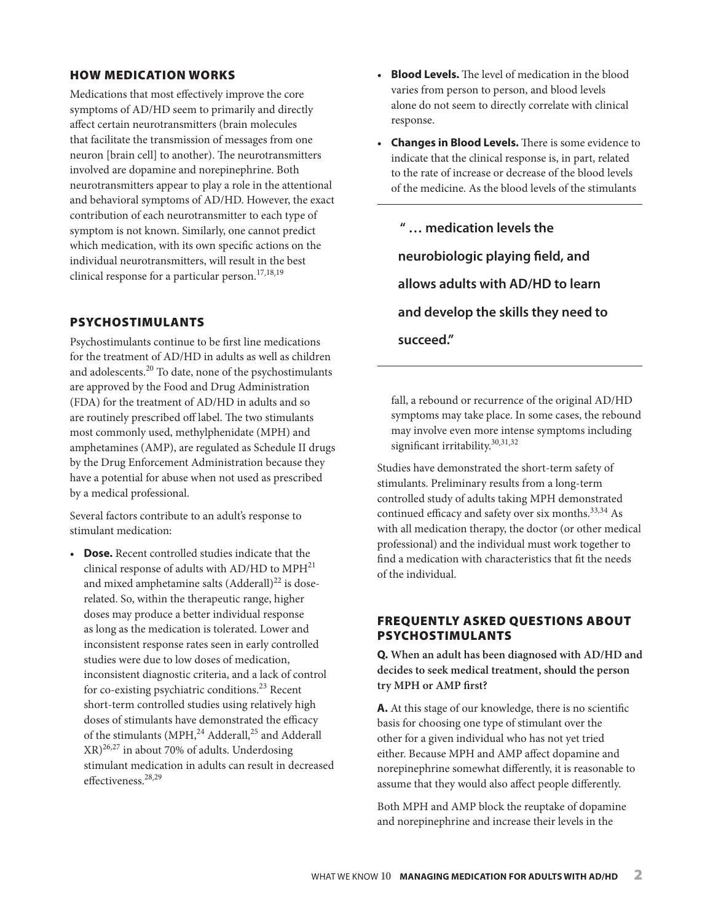## HOW MEDICATION WORKS

Medications that most effectively improve the core symptoms of AD/HD seem to primarily and directly affect certain neurotransmitters (brain molecules that facilitate the transmission of messages from one neuron [brain cell] to another). The neurotransmitters involved are dopamine and norepinephrine. Both neurotransmitters appear to play a role in the attentional and behavioral symptoms of AD/HD. However, the exact contribution of each neurotransmitter to each type of symptom is not known. Similarly, one cannot predict which medication, with its own specific actions on the individual neurotransmitters, will result in the best clinical response for a particular person.[17,18,19]

## PSYCHOSTIMULANTS

Psychostimulants continue to be first line medications for the treatment of AD/HD in adults as well as children and adolescents.[20] To date, none of the psychostimulants are approved by the Food and Drug Administration (FDA) for the treatment of AD/HD in adults and so are routinely prescribed off label. The two stimulants most commonly used, methylphenidate (MPH) and amphetamines (AMP), are regulated as Schedule II drugs by the Drug Enforcement Administration because they have a potential for abuse when not used as prescribed by a medical professional.

Several factors contribute to an adult's response to stimulant medication:

- **Dose.** Recent controlled studies indicate that the clinical response of adults with AD/HD to MPH[21] and mixed amphetamine salts (Adderall)[22] is dose-related. So, within the therapeutic range, higher doses may produce a better individual response as long as the medication is tolerated. Lower and inconsistent response rates seen in early controlled studies were due to low doses of medication, inconsistent diagnostic criteria, and a lack of control for co-existing psychiatric conditions.[23] Recent short-term controlled studies using relatively high doses of stimulants have demonstrated the efficacy of the stimulants (MPH,[24] Adderall,[25] and Adderall XR)[26,27] in about 70% of adults. Underdosing stimulant medication in adults can result in decreased effectiveness.[28,29]
- **Blood Levels.** The level of medication in the blood varies from person to person, and blood levels alone do not seem to directly correlate with clinical response.
- **Changes in Blood Levels.** There is some evidence to indicate that the clinical response is, in part, related to the rate of increase or decrease of the blood levels of the medicine. As the blood levels of the stimulants fall, a rebound or recurrence of the original AD/HD symptoms may take place. In some cases, the rebound may involve even more intense symptoms including significant irritability.[30,31,32]

> **" … medication levels the neurobiologic playing field, and allows adults with AD/HD to learn and develop the skills they need to succeed."**

Studies have demonstrated the short-term safety of stimulants. Preliminary results from a long-term controlled study of adults taking MPH demonstrated continued efficacy and safety over six months.[33,34] As with all medication therapy, the doctor (or other medical professional) and the individual must work together to find a medication with characteristics that fit the needs of the individual.

## FREQUENTLY ASKED QUESTIONS ABOUT PSYCHOSTIMULANTS

**Q. When an adult has been diagnosed with AD/HD and decides to seek medical treatment, should the person try MPH or AMP first?**

**A.** At this stage of our knowledge, there is no scientific basis for choosing one type of stimulant over the other for a given individual who has not yet tried either. Because MPH and AMP affect dopamine and norepinephrine somewhat differently, it is reasonable to assume that they would also affect people differently.

Both MPH and AMP block the reuptake of dopamine and norepinephrine and increase their levels in the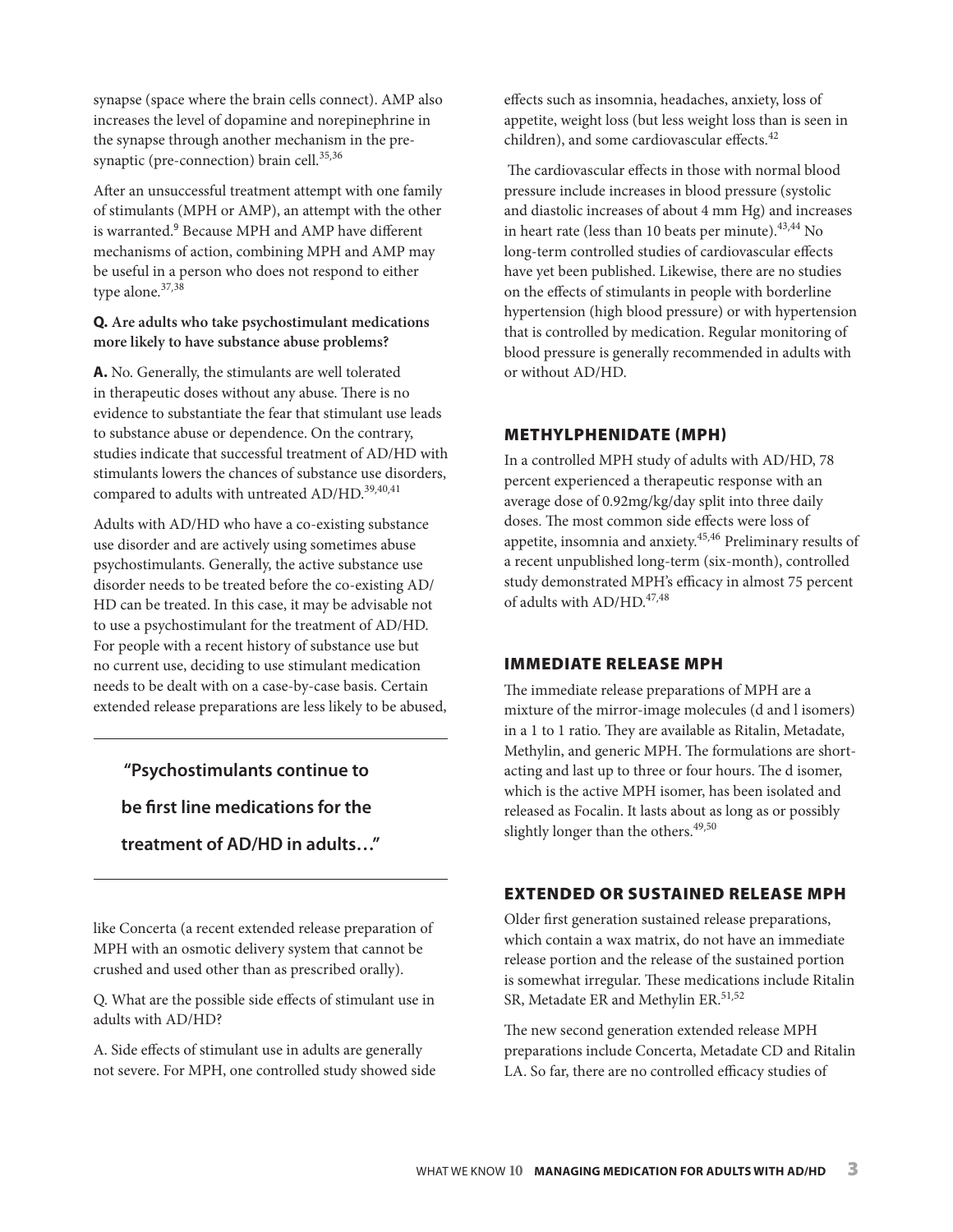synapse (space where the brain cells connect). AMP also increases the level of dopamine and norepinephrine in the synapse through another mechanism in the pre-synaptic (pre-connection) brain cell.[35,36]

After an unsuccessful treatment attempt with one family of stimulants (MPH or AMP), an attempt with the other is warranted.[9] Because MPH and AMP have different mechanisms of action, combining MPH and AMP may be useful in a person who does not respond to either type alone.[37,38]

**Q. Are adults who take psychostimulant medications more likely to have substance abuse problems?**

**A.** No. Generally, the stimulants are well tolerated in therapeutic doses without any abuse. There is no evidence to substantiate the fear that stimulant use leads to substance abuse or dependence. On the contrary, studies indicate that successful treatment of AD/HD with stimulants lowers the chances of substance use disorders, compared to adults with untreated AD/HD.[39,40,41]

Adults with AD/HD who have a co-existing substance use disorder and are actively using sometimes abuse psychostimulants. Generally, the active substance use disorder needs to be treated before the co-existing AD/HD can be treated. In this case, it may be advisable not to use a psychostimulant for the treatment of AD/HD. For people with a recent history of substance use but no current use, deciding to use stimulant medication needs to be dealt with on a case-by-case basis. Certain extended release preparations are less likely to be abused, like Concerta (a recent extended release preparation of MPH with an osmotic delivery system that cannot be crushed and used other than as prescribed orally).

> **"Psychostimulants continue to be first line medications for the treatment of AD/HD in adults…"**

Q. What are the possible side effects of stimulant use in adults with AD/HD?

A. Side effects of stimulant use in adults are generally not severe. For MPH, one controlled study showed side effects such as insomnia, headaches, anxiety, loss of appetite, weight loss (but less weight loss than is seen in children), and some cardiovascular effects.[42]

The cardiovascular effects in those with normal blood pressure include increases in blood pressure (systolic and diastolic increases of about 4 mm Hg) and increases in heart rate (less than 10 beats per minute).[43,44] No long-term controlled studies of cardiovascular effects have yet been published. Likewise, there are no studies on the effects of stimulants in people with borderline hypertension (high blood pressure) or with hypertension that is controlled by medication. Regular monitoring of blood pressure is generally recommended in adults with or without AD/HD.

## METHYLPHENIDATE (MPH)

In a controlled MPH study of adults with AD/HD, 78 percent experienced a therapeutic response with an average dose of 0.92mg/kg/day split into three daily doses. The most common side effects were loss of appetite, insomnia and anxiety.[45,46] Preliminary results of a recent unpublished long-term (six-month), controlled study demonstrated MPH's efficacy in almost 75 percent of adults with AD/HD.[47,48]

## IMMEDIATE RELEASE MPH

The immediate release preparations of MPH are a mixture of the mirror-image molecules (d and l isomers) in a 1 to 1 ratio. They are available as Ritalin, Metadate, Methylin, and generic MPH. The formulations are short-acting and last up to three or four hours. The d isomer, which is the active MPH isomer, has been isolated and released as Focalin. It lasts about as long as or possibly slightly longer than the others.[49,50]

## EXTENDED OR SUSTAINED RELEASE MPH

Older first generation sustained release preparations, which contain a wax matrix, do not have an immediate release portion and the release of the sustained portion is somewhat irregular. These medications include Ritalin SR, Metadate ER and Methylin ER.[51,52]

The new second generation extended release MPH preparations include Concerta, Metadate CD and Ritalin LA. So far, there are no controlled efficacy studies of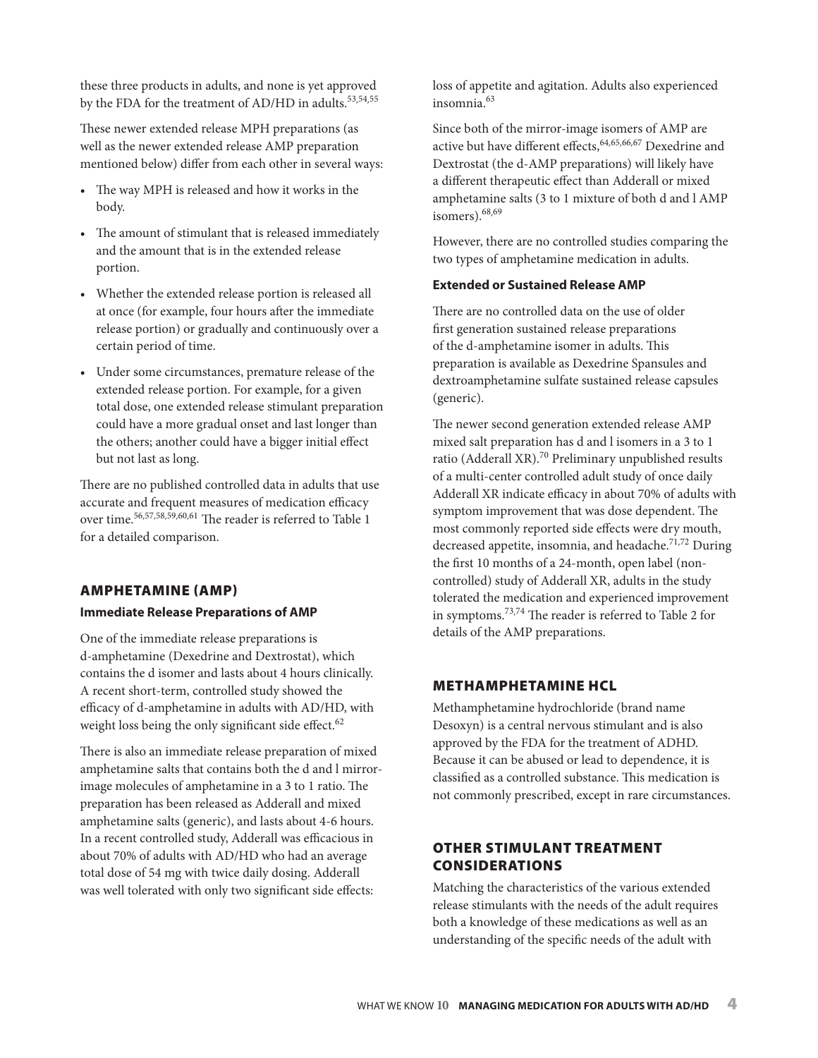these three products in adults, and none is yet approved by the FDA for the treatment of AD/HD in adults.[53,54,55]

These newer extended release MPH preparations (as well as the newer extended release AMP preparation mentioned below) differ from each other in several ways:

- The way MPH is released and how it works in the body.
- The amount of stimulant that is released immediately and the amount that is in the extended release portion.
- Whether the extended release portion is released all at once (for example, four hours after the immediate release portion) or gradually and continuously over a certain period of time.
- Under some circumstances, premature release of the extended release portion. For example, for a given total dose, one extended release stimulant preparation could have a more gradual onset and last longer than the others; another could have a bigger initial effect but not last as long.

There are no published controlled data in adults that use accurate and frequent measures of medication efficacy over time.[56,57,58,59,60,61] The reader is referred to Table 1 for a detailed comparison.

## AMPHETAMINE (AMP)

### Immediate Release Preparations of AMP

One of the immediate release preparations is d-amphetamine (Dexedrine and Dextrostat), which contains the d isomer and lasts about 4 hours clinically. A recent short-term, controlled study showed the efficacy of d-amphetamine in adults with AD/HD, with weight loss being the only significant side effect.[62]

There is also an immediate release preparation of mixed amphetamine salts that contains both the d and l mirror-image molecules of amphetamine in a 3 to 1 ratio. The preparation has been released as Adderall and mixed amphetamine salts (generic), and lasts about 4-6 hours. In a recent controlled study, Adderall was efficacious in about 70% of adults with AD/HD who had an average total dose of 54 mg with twice daily dosing. Adderall was well tolerated with only two significant side effects: loss of appetite and agitation. Adults also experienced insomnia.[63]

Since both of the mirror-image isomers of AMP are active but have different effects,[64,65,66,67] Dexedrine and Dextrostat (the d-AMP preparations) will likely have a different therapeutic effect than Adderall or mixed amphetamine salts (3 to 1 mixture of both d and l AMP isomers).[68,69]

However, there are no controlled studies comparing the two types of amphetamine medication in adults.

### Extended or Sustained Release AMP

There are no controlled data on the use of older first generation sustained release preparations of the d-amphetamine isomer in adults. This preparation is available as Dexedrine Spansules and dextroamphetamine sulfate sustained release capsules (generic).

The newer second generation extended release AMP mixed salt preparation has d and l isomers in a 3 to 1 ratio (Adderall XR).[70] Preliminary unpublished results of a multi-center controlled adult study of once daily Adderall XR indicate efficacy in about 70% of adults with symptom improvement that was dose dependent. The most commonly reported side effects were dry mouth, decreased appetite, insomnia, and headache.[71,72] During the first 10 months of a 24-month, open label (non-controlled) study of Adderall XR, adults in the study tolerated the medication and experienced improvement in symptoms.[73,74] The reader is referred to Table 2 for details of the AMP preparations.

## METHAMPHETAMINE HCL

Methamphetamine hydrochloride (brand name Desoxyn) is a central nervous stimulant and is also approved by the FDA for the treatment of ADHD. Because it can be abused or lead to dependence, it is classified as a controlled substance. This medication is not commonly prescribed, except in rare circumstances.

## OTHER STIMULANT TREATMENT CONSIDERATIONS

Matching the characteristics of the various extended release stimulants with the needs of the adult requires both a knowledge of these medications as well as an understanding of the specific needs of the adult with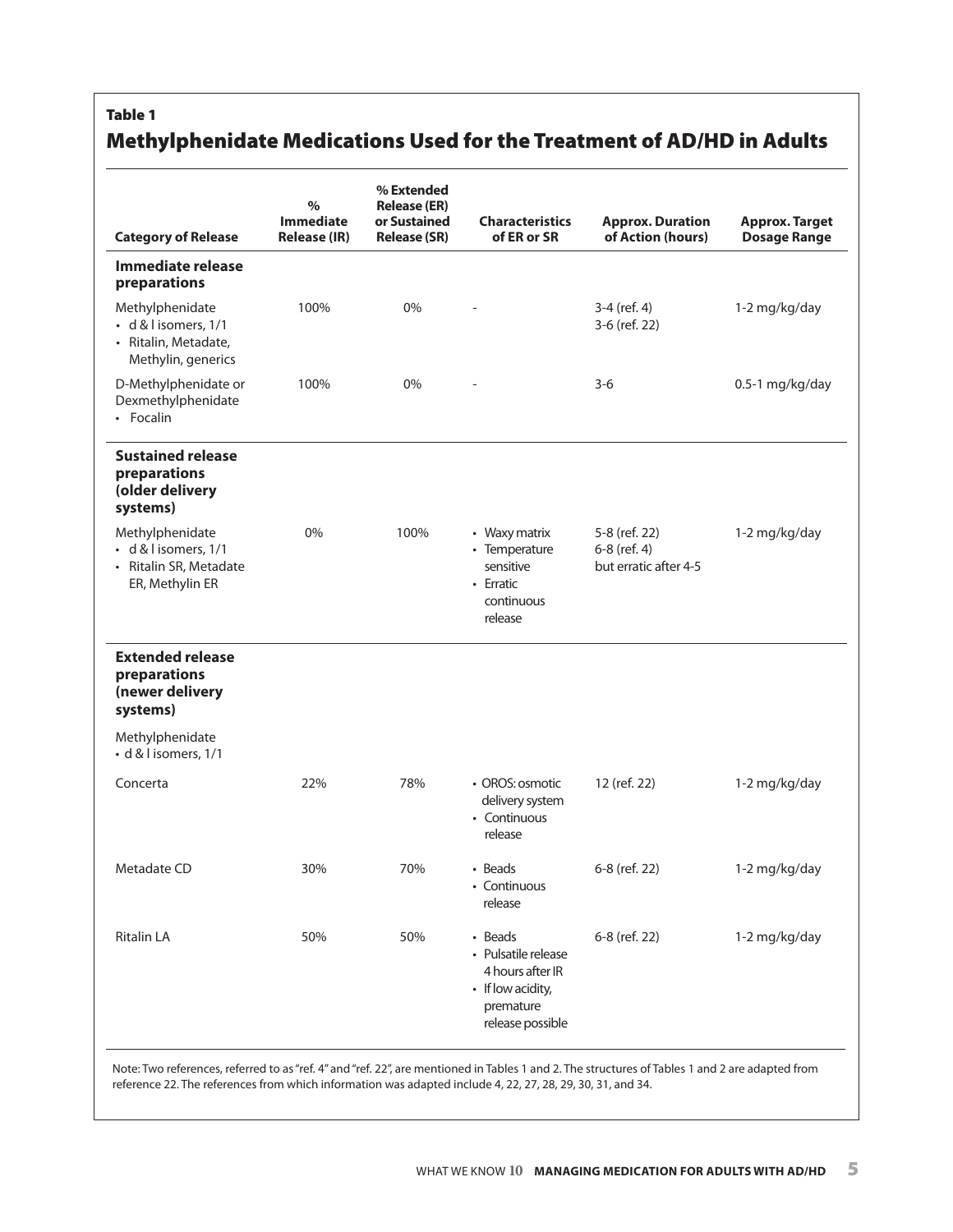**Table 1**

## Methylphenidate Medications Used for the Treatment of AD/HD in Adults

| Category of Release | % Immediate Release (IR) | % Extended Release (ER) or Sustained Release (SR) | Characteristics of ER or SR | Approx. Duration of Action (hours) | Approx. Target Dosage Range |
|---|---|---|---|---|---|
| **Immediate release preparations** | | | | | |
| Methylphenidate • d & l isomers, 1/1 • Ritalin, Metadate, Methylin, generics | 100% | 0% | - | 3-4 (ref. 4) 3-6 (ref. 22) | 1-2 mg/kg/day |
| D-Methylphenidate or Dexmethylphenidate • Focalin | 100% | 0% | - | 3-6 | 0.5-1 mg/kg/day |
| **Sustained release preparations (older delivery systems)** | | | | | |
| Methylphenidate • d & l isomers, 1/1 • Ritalin SR, Metadate ER, Methylin ER | 0% | 100% | • Waxy matrix • Temperature sensitive • Erratic continuous release | 5-8 (ref. 22) 6-8 (ref. 4) but erratic after 4-5 | 1-2 mg/kg/day |
| **Extended release preparations (newer delivery systems)** | | | | | |
| Methylphenidate • d & l isomers, 1/1 | | | | | |
| Concerta | 22% | 78% | • OROS: osmotic delivery system • Continuous release | 12 (ref. 22) | 1-2 mg/kg/day |
| Metadate CD | 30% | 70% | • Beads • Continuous release | 6-8 (ref. 22) | 1-2 mg/kg/day |
| Ritalin LA | 50% | 50% | • Beads • Pulsatile release 4 hours after IR • If low acidity, premature release possible | 6-8 (ref. 22) | 1-2 mg/kg/day |

Note: Two references, referred to as "ref. 4" and "ref. 22", are mentioned in Tables 1 and 2. The structures of Tables 1 and 2 are adapted from reference 22. The references from which information was adapted include 4, 22, 27, 28, 29, 30, 31, and 34.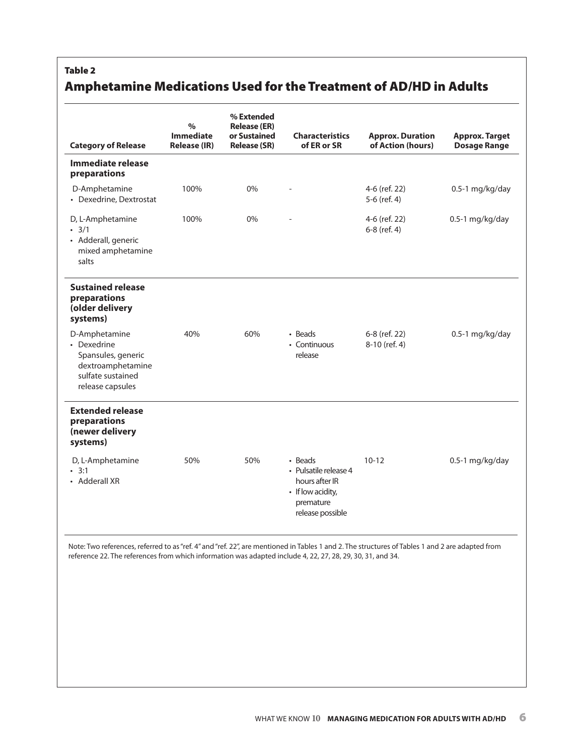**Table 2**

## Amphetamine Medications Used for the Treatment of AD/HD in Adults

| Category of Release | % Immediate Release (IR) | % Extended Release (ER) or Sustained Release (SR) | Characteristics of ER or SR | Approx. Duration of Action (hours) | Approx. Target Dosage Range |
|---|---|---|---|---|---|
| **Immediate release preparations** | | | | | |
| D-Amphetamine<br>• Dexedrine, Dextrostat | 100% | 0% | - | 4-6 (ref. 22)<br>5-6 (ref. 4) | 0.5-1 mg/kg/day |
| D, L-Amphetamine<br>• 3/1<br>• Adderall, generic mixed amphetamine salts | 100% | 0% | - | 4-6 (ref. 22)<br>6-8 (ref. 4) | 0.5-1 mg/kg/day |
| **Sustained release preparations (older delivery systems)** | | | | | |
| D-Amphetamine<br>• Dexedrine Spansules, generic dextroamphetamine sulfate sustained release capsules | 40% | 60% | • Beads<br>• Continuous release | 6-8 (ref. 22)<br>8-10 (ref. 4) | 0.5-1 mg/kg/day |
| **Extended release preparations (newer delivery systems)** | | | | | |
| D, L-Amphetamine<br>• 3:1<br>• Adderall XR | 50% | 50% | • Beads<br>• Pulsatile release 4 hours after IR<br>• If low acidity, premature release possible | 10-12 | 0.5-1 mg/kg/day |

Note: Two references, referred to as "ref. 4" and "ref. 22", are mentioned in Tables 1 and 2. The structures of Tables 1 and 2 are adapted from reference 22. The references from which information was adapted include 4, 22, 27, 28, 29, 30, 31, and 34.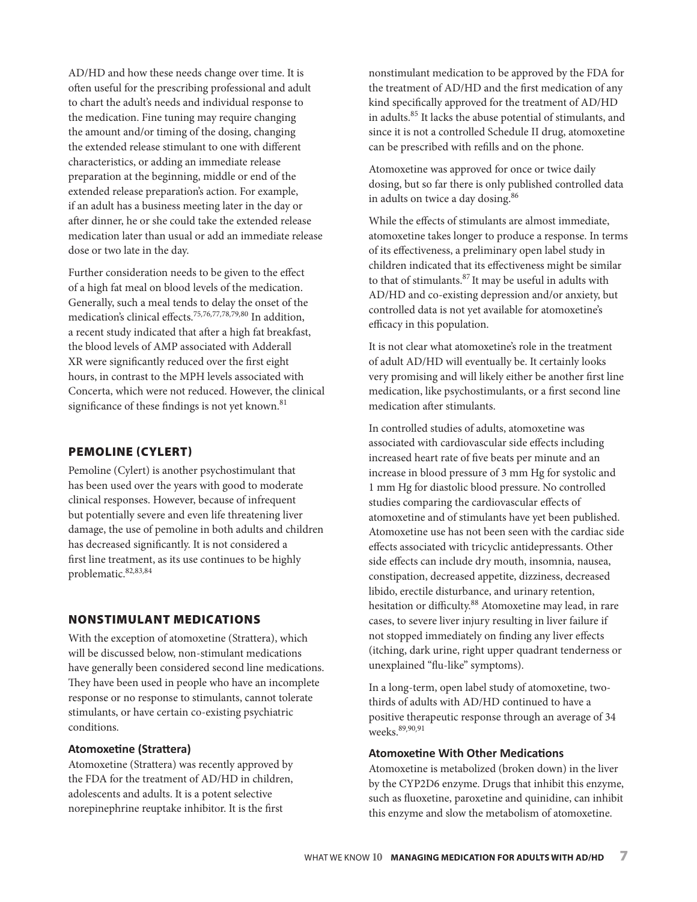AD/HD and how these needs change over time. It is often useful for the prescribing professional and adult to chart the adult's needs and individual response to the medication. Fine tuning may require changing the amount and/or timing of the dosing, changing the extended release stimulant to one with different characteristics, or adding an immediate release preparation at the beginning, middle or end of the extended release preparation's action. For example, if an adult has a business meeting later in the day or after dinner, he or she could take the extended release medication later than usual or add an immediate release dose or two late in the day.

Further consideration needs to be given to the effect of a high fat meal on blood levels of the medication. Generally, such a meal tends to delay the onset of the medication's clinical effects.[75,76,77,78,79,80] In addition, a recent study indicated that after a high fat breakfast, the blood levels of AMP associated with Adderall XR were significantly reduced over the first eight hours, in contrast to the MPH levels associated with Concerta, which were not reduced. However, the clinical significance of these findings is not yet known.[81]

## PEMOLINE (CYLERT)

Pemoline (Cylert) is another psychostimulant that has been used over the years with good to moderate clinical responses. However, because of infrequent but potentially severe and even life threatening liver damage, the use of pemoline in both adults and children has decreased significantly. It is not considered a first line treatment, as its use continues to be highly problematic.[82,83,84]

## NONSTIMULANT MEDICATIONS

With the exception of atomoxetine (Strattera), which will be discussed below, non-stimulant medications have generally been considered second line medications. They have been used in people who have an incomplete response or no response to stimulants, cannot tolerate stimulants, or have certain co-existing psychiatric conditions.

### Atomoxetine (Strattera)

Atomoxetine (Strattera) was recently approved by the FDA for the treatment of AD/HD in children, adolescents and adults. It is a potent selective norepinephrine reuptake inhibitor. It is the first nonstimulant medication to be approved by the FDA for the treatment of AD/HD and the first medication of any kind specifically approved for the treatment of AD/HD in adults.[85] It lacks the abuse potential of stimulants, and since it is not a controlled Schedule II drug, atomoxetine can be prescribed with refills and on the phone.

Atomoxetine was approved for once or twice daily dosing, but so far there is only published controlled data in adults on twice a day dosing.[86]

While the effects of stimulants are almost immediate, atomoxetine takes longer to produce a response. In terms of its effectiveness, a preliminary open label study in children indicated that its effectiveness might be similar to that of stimulants.[87] It may be useful in adults with AD/HD and co-existing depression and/or anxiety, but controlled data is not yet available for atomoxetine's efficacy in this population.

It is not clear what atomoxetine's role in the treatment of adult AD/HD will eventually be. It certainly looks very promising and will likely either be another first line medication, like psychostimulants, or a first second line medication after stimulants.

In controlled studies of adults, atomoxetine was associated with cardiovascular side effects including increased heart rate of five beats per minute and an increase in blood pressure of 3 mm Hg for systolic and 1 mm Hg for diastolic blood pressure. No controlled studies comparing the cardiovascular effects of atomoxetine and of stimulants have yet been published. Atomoxetine use has not been seen with the cardiac side effects associated with tricyclic antidepressants. Other side effects can include dry mouth, insomnia, nausea, constipation, decreased appetite, dizziness, decreased libido, erectile disturbance, and urinary retention, hesitation or difficulty.[88] Atomoxetine may lead, in rare cases, to severe liver injury resulting in liver failure if not stopped immediately on finding any liver effects (itching, dark urine, right upper quadrant tenderness or unexplained "flu-like" symptoms).

In a long-term, open label study of atomoxetine, two-thirds of adults with AD/HD continued to have a positive therapeutic response through an average of 34 weeks.[89,90,91]

### Atomoxetine With Other Medications

Atomoxetine is metabolized (broken down) in the liver by the CYP2D6 enzyme. Drugs that inhibit this enzyme, such as fluoxetine, paroxetine and quinidine, can inhibit this enzyme and slow the metabolism of atomoxetine.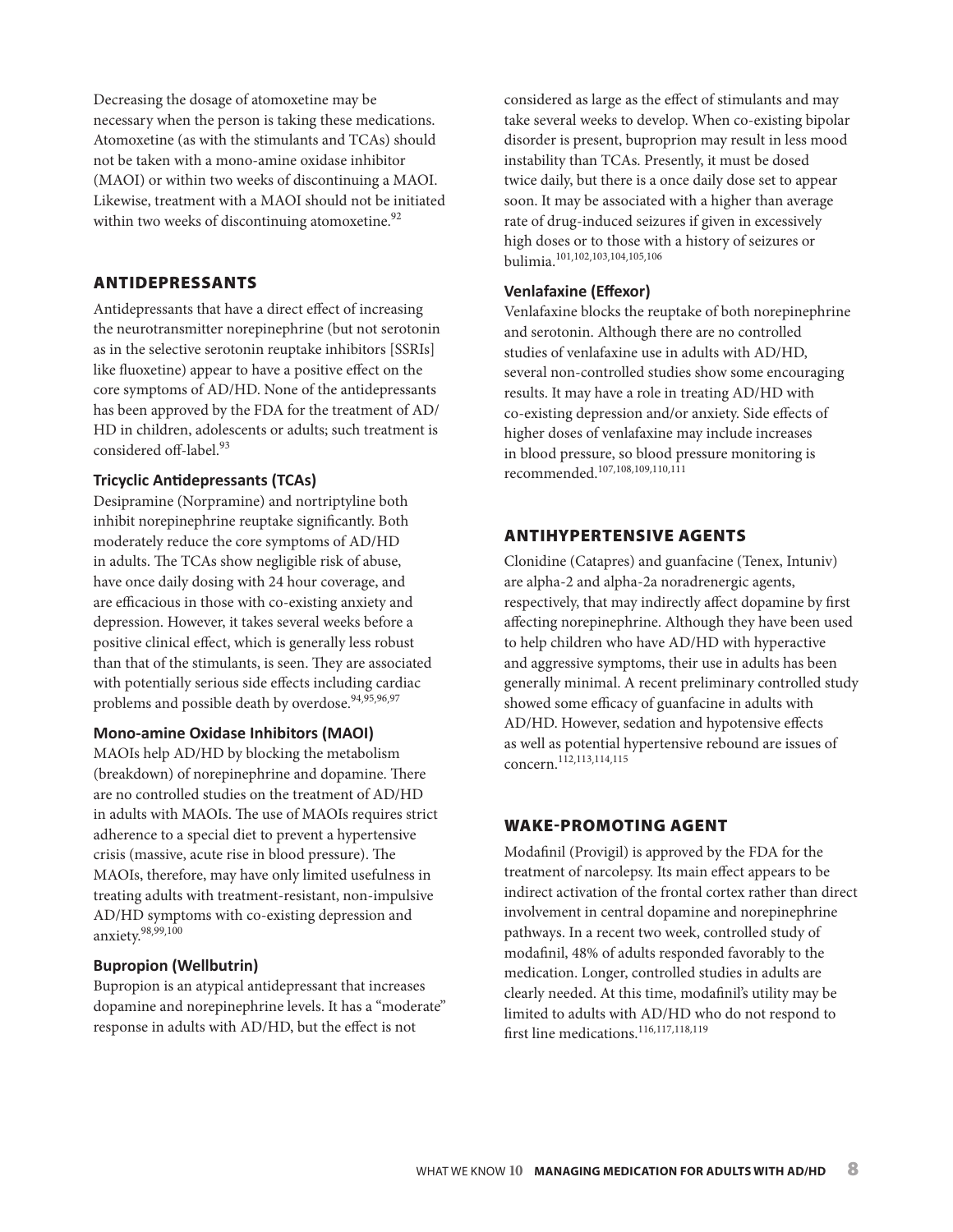Decreasing the dosage of atomoxetine may be necessary when the person is taking these medications. Atomoxetine (as with the stimulants and TCAs) should not be taken with a mono-amine oxidase inhibitor (MAOI) or within two weeks of discontinuing a MAOI. Likewise, treatment with a MAOI should not be initiated within two weeks of discontinuing atomoxetine.[92]

## ANTIDEPRESSANTS

Antidepressants that have a direct effect of increasing the neurotransmitter norepinephrine (but not serotonin as in the selective serotonin reuptake inhibitors [SSRIs] like fluoxetine) appear to have a positive effect on the core symptoms of AD/HD. None of the antidepressants has been approved by the FDA for the treatment of AD/HD in children, adolescents or adults; such treatment is considered off-label.[93]

### Tricyclic Antidepressants (TCAs)

Desipramine (Norpramine) and nortriptyline both inhibit norepinephrine reuptake significantly. Both moderately reduce the core symptoms of AD/HD in adults. The TCAs show negligible risk of abuse, have once daily dosing with 24 hour coverage, and are efficacious in those with co-existing anxiety and depression. However, it takes several weeks before a positive clinical effect, which is generally less robust than that of the stimulants, is seen. They are associated with potentially serious side effects including cardiac problems and possible death by overdose.[94,95,96,97]

### Mono-amine Oxidase Inhibitors (MAOI)

MAOIs help AD/HD by blocking the metabolism (breakdown) of norepinephrine and dopamine. There are no controlled studies on the treatment of AD/HD in adults with MAOIs. The use of MAOIs requires strict adherence to a special diet to prevent a hypertensive crisis (massive, acute rise in blood pressure). The MAOIs, therefore, may have only limited usefulness in treating adults with treatment-resistant, non-impulsive AD/HD symptoms with co-existing depression and anxiety.[98,99,100]

### Bupropion (Wellbutrin)

Bupropion is an atypical antidepressant that increases dopamine and norepinephrine levels. It has a "moderate" response in adults with AD/HD, but the effect is not considered as large as the effect of stimulants and may take several weeks to develop. When co-existing bipolar disorder is present, buproprion may result in less mood instability than TCAs. Presently, it must be dosed twice daily, but there is a once daily dose set to appear soon. It may be associated with a higher than average rate of drug-induced seizures if given in excessively high doses or to those with a history of seizures or bulimia.[101,102,103,104,105,106]

### Venlafaxine (Effexor)

Venlafaxine blocks the reuptake of both norepinephrine and serotonin. Although there are no controlled studies of venlafaxine use in adults with AD/HD, several non-controlled studies show some encouraging results. It may have a role in treating AD/HD with co-existing depression and/or anxiety. Side effects of higher doses of venlafaxine may include increases in blood pressure, so blood pressure monitoring is recommended.[107,108,109,110,111]

## ANTIHYPERTENSIVE AGENTS

Clonidine (Catapres) and guanfacine (Tenex, Intuniv) are alpha-2 and alpha-2a noradrenergic agents, respectively, that may indirectly affect dopamine by first affecting norepinephrine. Although they have been used to help children who have AD/HD with hyperactive and aggressive symptoms, their use in adults has been generally minimal. A recent preliminary controlled study showed some efficacy of guanfacine in adults with AD/HD. However, sedation and hypotensive effects as well as potential hypertensive rebound are issues of concern.[112,113,114,115]

## WAKE-PROMOTING AGENT

Modafinil (Provigil) is approved by the FDA for the treatment of narcolepsy. Its main effect appears to be indirect activation of the frontal cortex rather than direct involvement in central dopamine and norepinephrine pathways. In a recent two week, controlled study of modafinil, 48% of adults responded favorably to the medication. Longer, controlled studies in adults are clearly needed. At this time, modafinil's utility may be limited to adults with AD/HD who do not respond to first line medications.[116,117,118,119]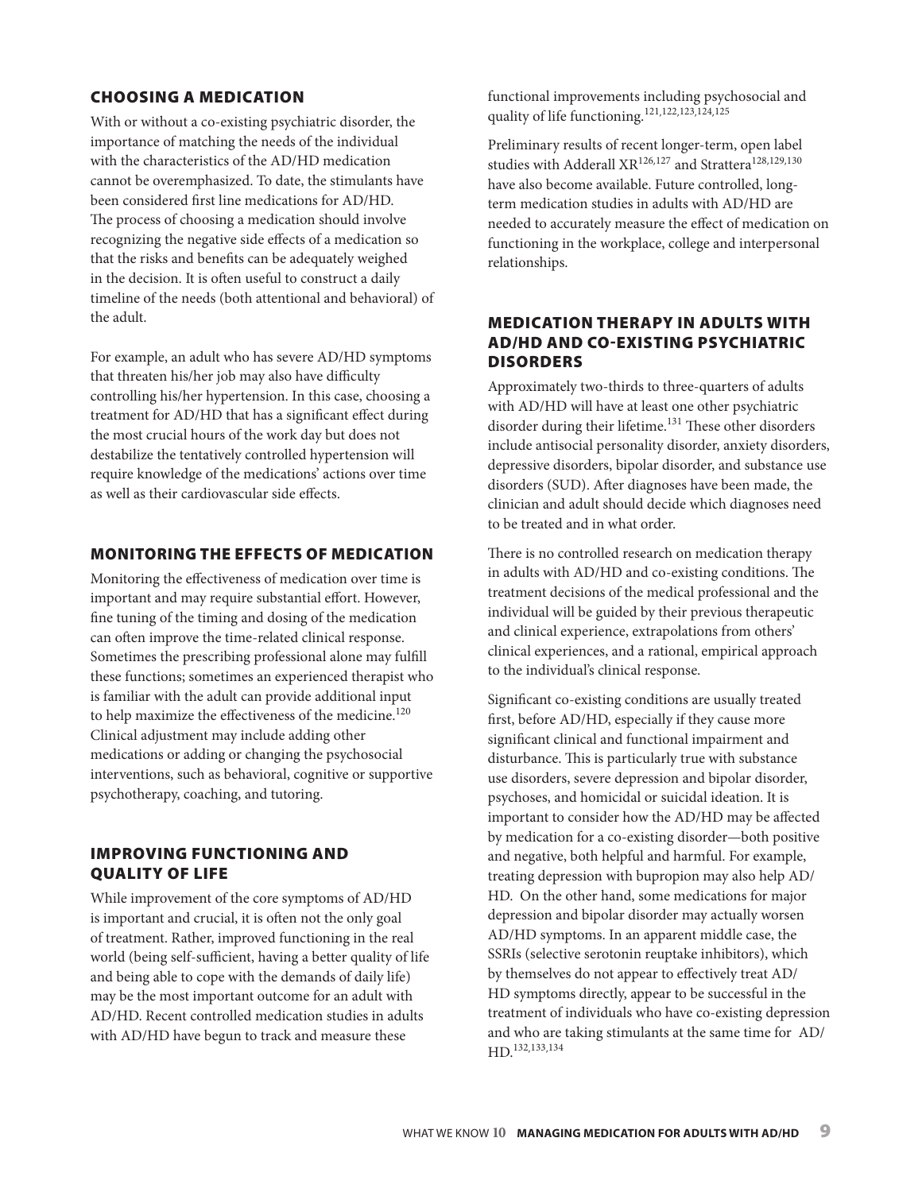## CHOOSING A MEDICATION

With or without a co-existing psychiatric disorder, the importance of matching the needs of the individual with the characteristics of the AD/HD medication cannot be overemphasized. To date, the stimulants have been considered first line medications for AD/HD. The process of choosing a medication should involve recognizing the negative side effects of a medication so that the risks and benefits can be adequately weighed in the decision. It is often useful to construct a daily timeline of the needs (both attentional and behavioral) of the adult.

For example, an adult who has severe AD/HD symptoms that threaten his/her job may also have difficulty controlling his/her hypertension. In this case, choosing a treatment for AD/HD that has a significant effect during the most crucial hours of the work day but does not destabilize the tentatively controlled hypertension will require knowledge of the medications' actions over time as well as their cardiovascular side effects.

## MONITORING THE EFFECTS OF MEDICATION

Monitoring the effectiveness of medication over time is important and may require substantial effort. However, fine tuning of the timing and dosing of the medication can often improve the time-related clinical response. Sometimes the prescribing professional alone may fulfill these functions; sometimes an experienced therapist who is familiar with the adult can provide additional input to help maximize the effectiveness of the medicine.[120] Clinical adjustment may include adding other medications or adding or changing the psychosocial interventions, such as behavioral, cognitive or supportive psychotherapy, coaching, and tutoring.

## IMPROVING FUNCTIONING AND QUALITY OF LIFE

While improvement of the core symptoms of AD/HD is important and crucial, it is often not the only goal of treatment. Rather, improved functioning in the real world (being self-sufficient, having a better quality of life and being able to cope with the demands of daily life) may be the most important outcome for an adult with AD/HD. Recent controlled medication studies in adults with AD/HD have begun to track and measure these functional improvements including psychosocial and quality of life functioning.[121,122,123,124,125]

Preliminary results of recent longer-term, open label studies with Adderall XR[126,127] and Strattera[128,129,130] have also become available. Future controlled, long-term medication studies in adults with AD/HD are needed to accurately measure the effect of medication on functioning in the workplace, college and interpersonal relationships.

## MEDICATION THERAPY IN ADULTS WITH AD/HD AND CO-EXISTING PSYCHIATRIC DISORDERS

Approximately two-thirds to three-quarters of adults with AD/HD will have at least one other psychiatric disorder during their lifetime.[131] These other disorders include antisocial personality disorder, anxiety disorders, depressive disorders, bipolar disorder, and substance use disorders (SUD). After diagnoses have been made, the clinician and adult should decide which diagnoses need to be treated and in what order.

There is no controlled research on medication therapy in adults with AD/HD and co-existing conditions. The treatment decisions of the medical professional and the individual will be guided by their previous therapeutic and clinical experience, extrapolations from others' clinical experiences, and a rational, empirical approach to the individual's clinical response.

Significant co-existing conditions are usually treated first, before AD/HD, especially if they cause more significant clinical and functional impairment and disturbance. This is particularly true with substance use disorders, severe depression and bipolar disorder, psychoses, and homicidal or suicidal ideation. It is important to consider how the AD/HD may be affected by medication for a co-existing disorder—both positive and negative, both helpful and harmful. For example, treating depression with bupropion may also help AD/HD. On the other hand, some medications for major depression and bipolar disorder may actually worsen AD/HD symptoms. In an apparent middle case, the SSRIs (selective serotonin reuptake inhibitors), which by themselves do not appear to effectively treat AD/HD symptoms directly, appear to be successful in the treatment of individuals who have co-existing depression and who are taking stimulants at the same time for AD/HD.[132,133,134]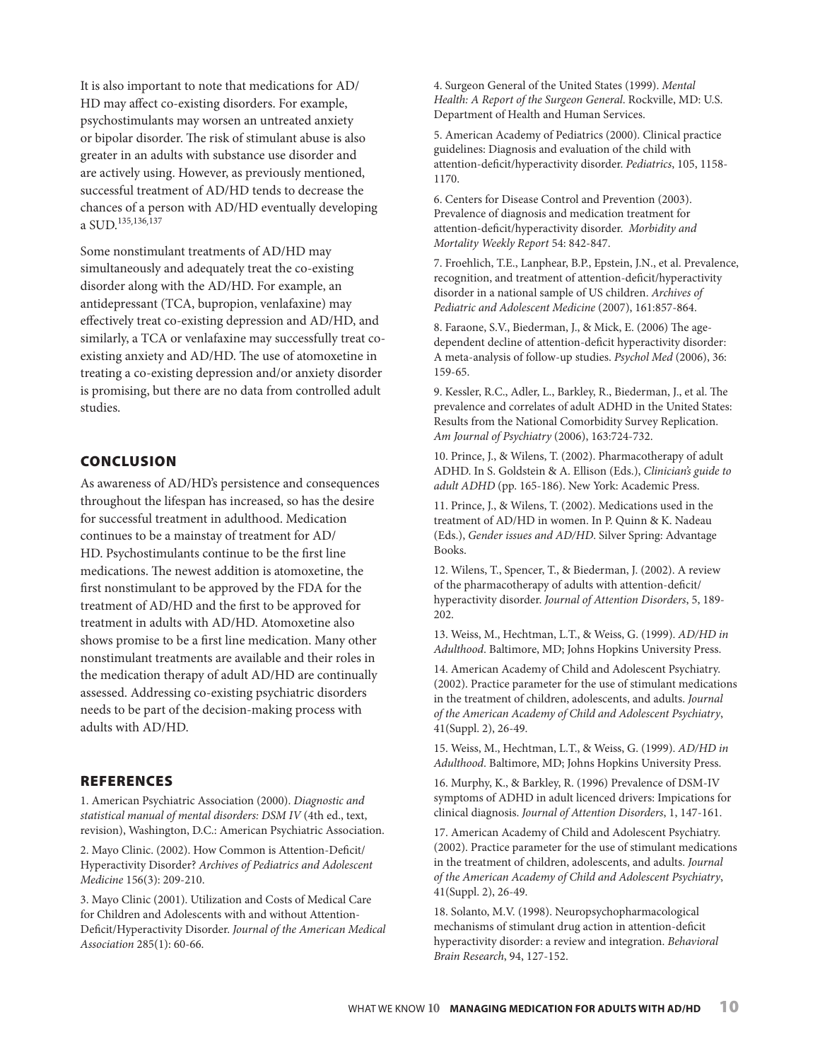It is also important to note that medications for AD/HD may affect co-existing disorders. For example, psychostimulants may worsen an untreated anxiety or bipolar disorder. The risk of stimulant abuse is also greater in an adults with substance use disorder and are actively using. However, as previously mentioned, successful treatment of AD/HD tends to decrease the chances of a person with AD/HD eventually developing a SUD.[135,136,137]

Some nonstimulant treatments of AD/HD may simultaneously and adequately treat the co-existing disorder along with the AD/HD. For example, an antidepressant (TCA, bupropion, venlafaxine) may effectively treat co-existing depression and AD/HD, and similarly, a TCA or venlafaxine may successfully treat co-existing anxiety and AD/HD. The use of atomoxetine in treating a co-existing depression and/or anxiety disorder is promising, but there are no data from controlled adult studies.

## CONCLUSION

As awareness of AD/HD's persistence and consequences throughout the lifespan has increased, so has the desire for successful treatment in adulthood. Medication continues to be a mainstay of treatment for AD/HD. Psychostimulants continue to be the first line medications. The newest addition is atomoxetine, the first nonstimulant to be approved by the FDA for the treatment of AD/HD and the first to be approved for treatment in adults with AD/HD. Atomoxetine also shows promise to be a first line medication. Many other nonstimulant treatments are available and their roles in the medication therapy of adult AD/HD are continually assessed. Addressing co-existing psychiatric disorders needs to be part of the decision-making process with adults with AD/HD.

## REFERENCES

1. American Psychiatric Association (2000). *Diagnostic and statistical manual of mental disorders: DSM IV* (4th ed., text, revision), Washington, D.C.: American Psychiatric Association.

2. Mayo Clinic. (2002). How Common is Attention-Deficit/Hyperactivity Disorder? *Archives of Pediatrics and Adolescent Medicine* 156(3): 209-210.

3. Mayo Clinic (2001). Utilization and Costs of Medical Care for Children and Adolescents with and without Attention-Deficit/Hyperactivity Disorder. *Journal of the American Medical Association* 285(1): 60-66.

4. Surgeon General of the United States (1999). *Mental Health: A Report of the Surgeon General*. Rockville, MD: U.S. Department of Health and Human Services.

5. American Academy of Pediatrics (2000). Clinical practice guidelines: Diagnosis and evaluation of the child with attention-deficit/hyperactivity disorder. *Pediatrics*, 105, 1158-1170.

6. Centers for Disease Control and Prevention (2003). Prevalence of diagnosis and medication treatment for attention-deficit/hyperactivity disorder. *Morbidity and Mortality Weekly Report* 54: 842-847.

7. Froehlich, T.E., Lanphear, B.P., Epstein, J.N., et al. Prevalence, recognition, and treatment of attention-deficit/hyperactivity disorder in a national sample of US children. *Archives of Pediatric and Adolescent Medicine* (2007), 161:857-864.

8. Faraone, S.V., Biederman, J., & Mick, E. (2006) The age-dependent decline of attention-deficit hyperactivity disorder: A meta-analysis of follow-up studies. *Psychol Med* (2006), 36: 159-65.

9. Kessler, R.C., Adler, L., Barkley, R., Biederman, J., et al. The prevalence and correlates of adult ADHD in the United States: Results from the National Comorbidity Survey Replication. *Am Journal of Psychiatry* (2006), 163:724-732.

10. Prince, J., & Wilens, T. (2002). Pharmacotherapy of adult ADHD. In S. Goldstein & A. Ellison (Eds.), *Clinician's guide to adult ADHD* (pp. 165-186). New York: Academic Press.

11. Prince, J., & Wilens, T. (2002). Medications used in the treatment of AD/HD in women. In P. Quinn & K. Nadeau (Eds.), *Gender issues and AD/HD*. Silver Spring: Advantage Books.

12. Wilens, T., Spencer, T., & Biederman, J. (2002). A review of the pharmacotherapy of adults with attention-deficit/hyperactivity disorder. *Journal of Attention Disorders*, 5, 189-202.

13. Weiss, M., Hechtman, L.T., & Weiss, G. (1999). *AD/HD in Adulthood*. Baltimore, MD; Johns Hopkins University Press.

14. American Academy of Child and Adolescent Psychiatry. (2002). Practice parameter for the use of stimulant medications in the treatment of children, adolescents, and adults. *Journal of the American Academy of Child and Adolescent Psychiatry*, 41(Suppl. 2), 26-49.

15. Weiss, M., Hechtman, L.T., & Weiss, G. (1999). *AD/HD in Adulthood*. Baltimore, MD; Johns Hopkins University Press.

16. Murphy, K., & Barkley, R. (1996) Prevalence of DSM-IV symptoms of ADHD in adult licenced drivers: Impications for clinical diagnosis. *Journal of Attention Disorders*, 1, 147-161.

17. American Academy of Child and Adolescent Psychiatry. (2002). Practice parameter for the use of stimulant medications in the treatment of children, adolescents, and adults. *Journal of the American Academy of Child and Adolescent Psychiatry*, 41(Suppl. 2), 26-49.

18. Solanto, M.V. (1998). Neuropsychopharmacological mechanisms of stimulant drug action in attention-deficit hyperactivity disorder: a review and integration. *Behavioral Brain Research*, 94, 127-152.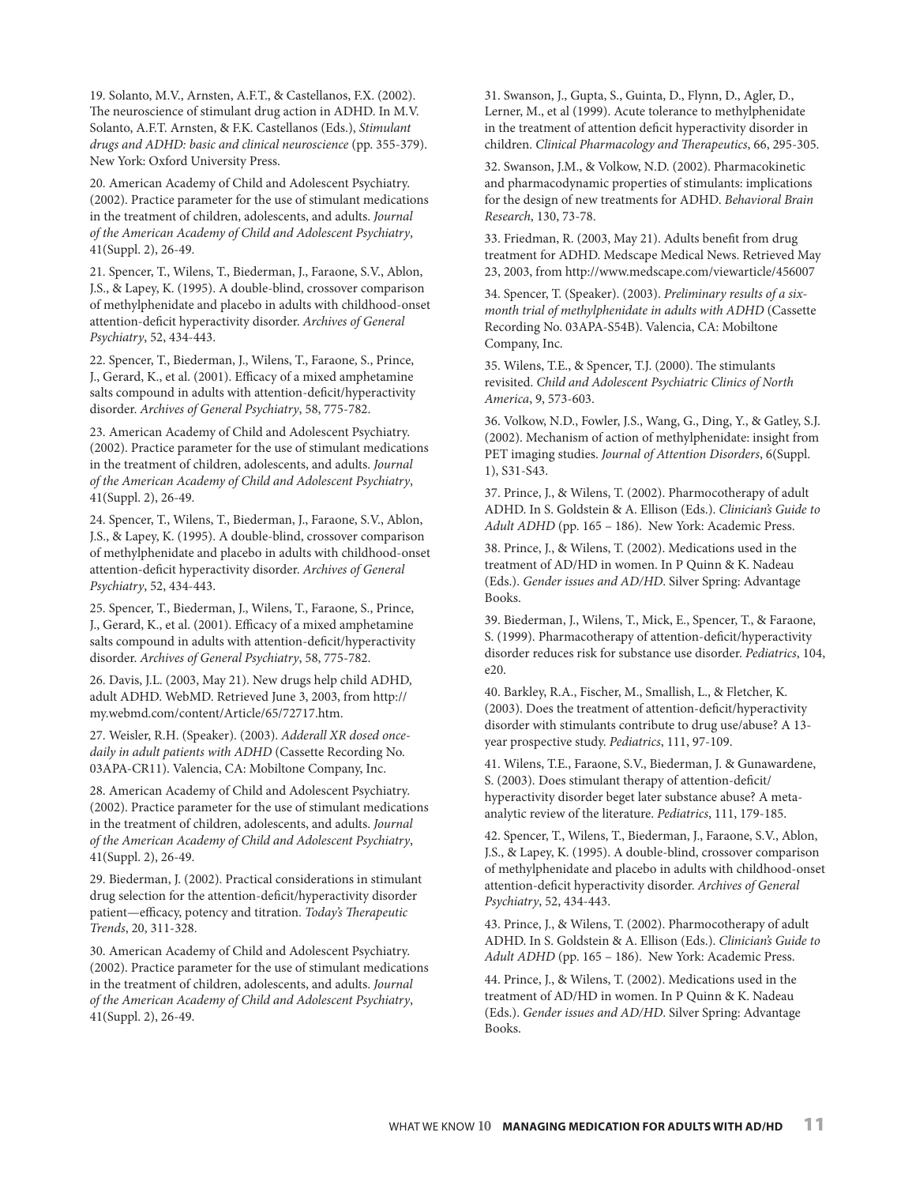19. Solanto, M.V., Arnsten, A.F.T., & Castellanos, F.X. (2002). The neuroscience of stimulant drug action in ADHD. In M.V. Solanto, A.F.T. Arnsten, & F.K. Castellanos (Eds.), *Stimulant drugs and ADHD: basic and clinical neuroscience* (pp. 355-379). New York: Oxford University Press.

20. American Academy of Child and Adolescent Psychiatry. (2002). Practice parameter for the use of stimulant medications in the treatment of children, adolescents, and adults. *Journal of the American Academy of Child and Adolescent Psychiatry*, 41(Suppl. 2), 26-49.

21. Spencer, T., Wilens, T., Biederman, J., Faraone, S.V., Ablon, J.S., & Lapey, K. (1995). A double-blind, crossover comparison of methylphenidate and placebo in adults with childhood-onset attention-deficit hyperactivity disorder. *Archives of General Psychiatry*, 52, 434-443.

22. Spencer, T., Biederman, J., Wilens, T., Faraone, S., Prince, J., Gerard, K., et al. (2001). Efficacy of a mixed amphetamine salts compound in adults with attention-deficit/hyperactivity disorder. *Archives of General Psychiatry*, 58, 775-782.

23. American Academy of Child and Adolescent Psychiatry. (2002). Practice parameter for the use of stimulant medications in the treatment of children, adolescents, and adults. *Journal of the American Academy of Child and Adolescent Psychiatry*, 41(Suppl. 2), 26-49.

24. Spencer, T., Wilens, T., Biederman, J., Faraone, S.V., Ablon, J.S., & Lapey, K. (1995). A double-blind, crossover comparison of methylphenidate and placebo in adults with childhood-onset attention-deficit hyperactivity disorder. *Archives of General Psychiatry*, 52, 434-443.

25. Spencer, T., Biederman, J., Wilens, T., Faraone, S., Prince, J., Gerard, K., et al. (2001). Efficacy of a mixed amphetamine salts compound in adults with attention-deficit/hyperactivity disorder. *Archives of General Psychiatry*, 58, 775-782.

26. Davis, J.L. (2003, May 21). New drugs help child ADHD, adult ADHD. WebMD. Retrieved June 3, 2003, from http://my.webmd.com/content/Article/65/72717.htm.

27. Weisler, R.H. (Speaker). (2003). *Adderall XR dosed once-daily in adult patients with ADHD* (Cassette Recording No. 03APA-CR11). Valencia, CA: Mobiltone Company, Inc.

28. American Academy of Child and Adolescent Psychiatry. (2002). Practice parameter for the use of stimulant medications in the treatment of children, adolescents, and adults. *Journal of the American Academy of Child and Adolescent Psychiatry*, 41(Suppl. 2), 26-49.

29. Biederman, J. (2002). Practical considerations in stimulant drug selection for the attention-deficit/hyperactivity disorder patient—efficacy, potency and titration. *Today's Therapeutic Trends*, 20, 311-328.

30. American Academy of Child and Adolescent Psychiatry. (2002). Practice parameter for the use of stimulant medications in the treatment of children, adolescents, and adults. *Journal of the American Academy of Child and Adolescent Psychiatry*, 41(Suppl. 2), 26-49.

31. Swanson, J., Gupta, S., Guinta, D., Flynn, D., Agler, D., Lerner, M., et al (1999). Acute tolerance to methylphenidate in the treatment of attention deficit hyperactivity disorder in children. *Clinical Pharmacology and Therapeutics*, 66, 295-305.

32. Swanson, J.M., & Volkow, N.D. (2002). Pharmacokinetic and pharmacodynamic properties of stimulants: implications for the design of new treatments for ADHD. *Behavioral Brain Research*, 130, 73-78.

33. Friedman, R. (2003, May 21). Adults benefit from drug treatment for ADHD. Medscape Medical News. Retrieved May 23, 2003, from http://www.medscape.com/viewarticle/456007

34. Spencer, T. (Speaker). (2003). *Preliminary results of a six-month trial of methylphenidate in adults with ADHD* (Cassette Recording No. 03APA-S54B). Valencia, CA: Mobiltone Company, Inc.

35. Wilens, T.E., & Spencer, T.J. (2000). The stimulants revisited. *Child and Adolescent Psychiatric Clinics of North America*, 9, 573-603.

36. Volkow, N.D., Fowler, J.S., Wang, G., Ding, Y., & Gatley, S.J. (2002). Mechanism of action of methylphenidate: insight from PET imaging studies. *Journal of Attention Disorders*, 6(Suppl. 1), S31-S43.

37. Prince, J., & Wilens, T. (2002). Pharmocotherapy of adult ADHD. In S. Goldstein & A. Ellison (Eds.). *Clinician's Guide to Adult ADHD* (pp. 165 – 186). New York: Academic Press.

38. Prince, J., & Wilens, T. (2002). Medications used in the treatment of AD/HD in women. In P Quinn & K. Nadeau (Eds.). *Gender issues and AD/HD*. Silver Spring: Advantage Books.

39. Biederman, J., Wilens, T., Mick, E., Spencer, T., & Faraone, S. (1999). Pharmacotherapy of attention-deficit/hyperactivity disorder reduces risk for substance use disorder. *Pediatrics*, 104, e20.

40. Barkley, R.A., Fischer, M., Smallish, L., & Fletcher, K. (2003). Does the treatment of attention-deficit/hyperactivity disorder with stimulants contribute to drug use/abuse? A 13-year prospective study. *Pediatrics*, 111, 97-109.

41. Wilens, T.E., Faraone, S.V., Biederman, J. & Gunawardene, S. (2003). Does stimulant therapy of attention-deficit/hyperactivity disorder beget later substance abuse? A meta-analytic review of the literature. *Pediatrics*, 111, 179-185.

42. Spencer, T., Wilens, T., Biederman, J., Faraone, S.V., Ablon, J.S., & Lapey, K. (1995). A double-blind, crossover comparison of methylphenidate and placebo in adults with childhood-onset attention-deficit hyperactivity disorder. *Archives of General Psychiatry*, 52, 434-443.

43. Prince, J., & Wilens, T. (2002). Pharmocotherapy of adult ADHD. In S. Goldstein & A. Ellison (Eds.). *Clinician's Guide to Adult ADHD* (pp. 165 – 186). New York: Academic Press.

44. Prince, J., & Wilens, T. (2002). Medications used in the treatment of AD/HD in women. In P Quinn & K. Nadeau (Eds.). *Gender issues and AD/HD*. Silver Spring: Advantage Books.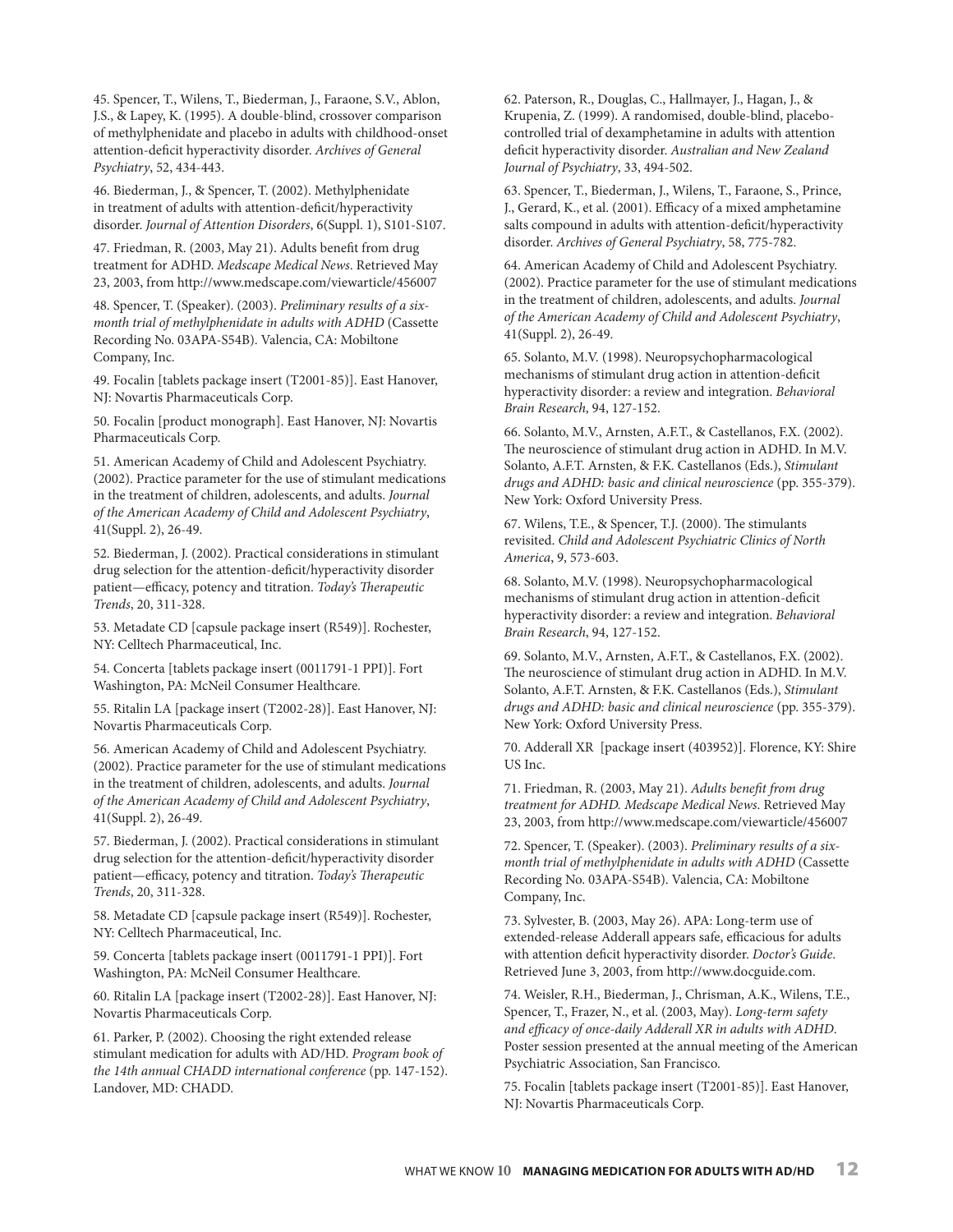45. Spencer, T., Wilens, T., Biederman, J., Faraone, S.V., Ablon, J.S., & Lapey, K. (1995). A double-blind, crossover comparison of methylphenidate and placebo in adults with childhood-onset attention-deficit hyperactivity disorder. *Archives of General Psychiatry*, 52, 434-443.

46. Biederman, J., & Spencer, T. (2002). Methylphenidate in treatment of adults with attention-deficit/hyperactivity disorder. *Journal of Attention Disorders*, 6(Suppl. 1), S101-S107.

47. Friedman, R. (2003, May 21). Adults benefit from drug treatment for ADHD. *Medscape Medical News*. Retrieved May 23, 2003, from http://www.medscape.com/viewarticle/456007

48. Spencer, T. (Speaker). (2003). *Preliminary results of a six-month trial of methylphenidate in adults with ADHD* (Cassette Recording No. 03APA-S54B). Valencia, CA: Mobiltone Company, Inc.

49. Focalin [tablets package insert (T2001-85)]. East Hanover, NJ: Novartis Pharmaceuticals Corp.

50. Focalin [product monograph]. East Hanover, NJ: Novartis Pharmaceuticals Corp.

51. American Academy of Child and Adolescent Psychiatry. (2002). Practice parameter for the use of stimulant medications in the treatment of children, adolescents, and adults. *Journal of the American Academy of Child and Adolescent Psychiatry*, 41(Suppl. 2), 26-49.

52. Biederman, J. (2002). Practical considerations in stimulant drug selection for the attention-deficit/hyperactivity disorder patient—efficacy, potency and titration. *Today's Therapeutic Trends*, 20, 311-328.

53. Metadate CD [capsule package insert (R549)]. Rochester, NY: Celltech Pharmaceutical, Inc.

54. Concerta [tablets package insert (0011791-1 PPI)]. Fort Washington, PA: McNeil Consumer Healthcare.

55. Ritalin LA [package insert (T2002-28)]. East Hanover, NJ: Novartis Pharmaceuticals Corp.

56. American Academy of Child and Adolescent Psychiatry. (2002). Practice parameter for the use of stimulant medications in the treatment of children, adolescents, and adults. *Journal of the American Academy of Child and Adolescent Psychiatry*, 41(Suppl. 2), 26-49.

57. Biederman, J. (2002). Practical considerations in stimulant drug selection for the attention-deficit/hyperactivity disorder patient—efficacy, potency and titration. *Today's Therapeutic Trends*, 20, 311-328.

58. Metadate CD [capsule package insert (R549)]. Rochester, NY: Celltech Pharmaceutical, Inc.

59. Concerta [tablets package insert (0011791-1 PPI)]. Fort Washington, PA: McNeil Consumer Healthcare.

60. Ritalin LA [package insert (T2002-28)]. East Hanover, NJ: Novartis Pharmaceuticals Corp.

61. Parker, P. (2002). Choosing the right extended release stimulant medication for adults with AD/HD. *Program book of the 14th annual CHADD international conference* (pp. 147-152). Landover, MD: CHADD.

62. Paterson, R., Douglas, C., Hallmayer, J., Hagan, J., & Krupenia, Z. (1999). A randomised, double-blind, placebo-controlled trial of dexamphetamine in adults with attention deficit hyperactivity disorder. *Australian and New Zealand Journal of Psychiatry*, 33, 494-502.

63. Spencer, T., Biederman, J., Wilens, T., Faraone, S., Prince, J., Gerard, K., et al. (2001). Efficacy of a mixed amphetamine salts compound in adults with attention-deficit/hyperactivity disorder. *Archives of General Psychiatry*, 58, 775-782.

64. American Academy of Child and Adolescent Psychiatry. (2002). Practice parameter for the use of stimulant medications in the treatment of children, adolescents, and adults. *Journal of the American Academy of Child and Adolescent Psychiatry*, 41(Suppl. 2), 26-49.

65. Solanto, M.V. (1998). Neuropsychopharmacological mechanisms of stimulant drug action in attention-deficit hyperactivity disorder: a review and integration. *Behavioral Brain Research*, 94, 127-152.

66. Solanto, M.V., Arnsten, A.F.T., & Castellanos, F.X. (2002). The neuroscience of stimulant drug action in ADHD. In M.V. Solanto, A.F.T. Arnsten, & F.K. Castellanos (Eds.), *Stimulant drugs and ADHD: basic and clinical neuroscience* (pp. 355-379). New York: Oxford University Press.

67. Wilens, T.E., & Spencer, T.J. (2000). The stimulants revisited. *Child and Adolescent Psychiatric Clinics of North America*, 9, 573-603.

68. Solanto, M.V. (1998). Neuropsychopharmacological mechanisms of stimulant drug action in attention-deficit hyperactivity disorder: a review and integration. *Behavioral Brain Research*, 94, 127-152.

69. Solanto, M.V., Arnsten, A.F.T., & Castellanos, F.X. (2002). The neuroscience of stimulant drug action in ADHD. In M.V. Solanto, A.F.T. Arnsten, & F.K. Castellanos (Eds.), *Stimulant drugs and ADHD: basic and clinical neuroscience* (pp. 355-379). New York: Oxford University Press.

70. Adderall XR [package insert (403952)]. Florence, KY: Shire US Inc.

71. Friedman, R. (2003, May 21). *Adults benefit from drug treatment for ADHD. Medscape Medical News*. Retrieved May 23, 2003, from http://www.medscape.com/viewarticle/456007

72. Spencer, T. (Speaker). (2003). *Preliminary results of a six-month trial of methylphenidate in adults with ADHD* (Cassette Recording No. 03APA-S54B). Valencia, CA: Mobiltone Company, Inc.

73. Sylvester, B. (2003, May 26). APA: Long-term use of extended-release Adderall appears safe, efficacious for adults with attention deficit hyperactivity disorder. *Doctor's Guide*. Retrieved June 3, 2003, from http://www.docguide.com.

74. Weisler, R.H., Biederman, J., Chrisman, A.K., Wilens, T.E., Spencer, T., Frazer, N., et al. (2003, May). *Long-term safety and efficacy of once-daily Adderall XR in adults with ADHD*. Poster session presented at the annual meeting of the American Psychiatric Association, San Francisco.

75. Focalin [tablets package insert (T2001-85)]. East Hanover, NJ: Novartis Pharmaceuticals Corp.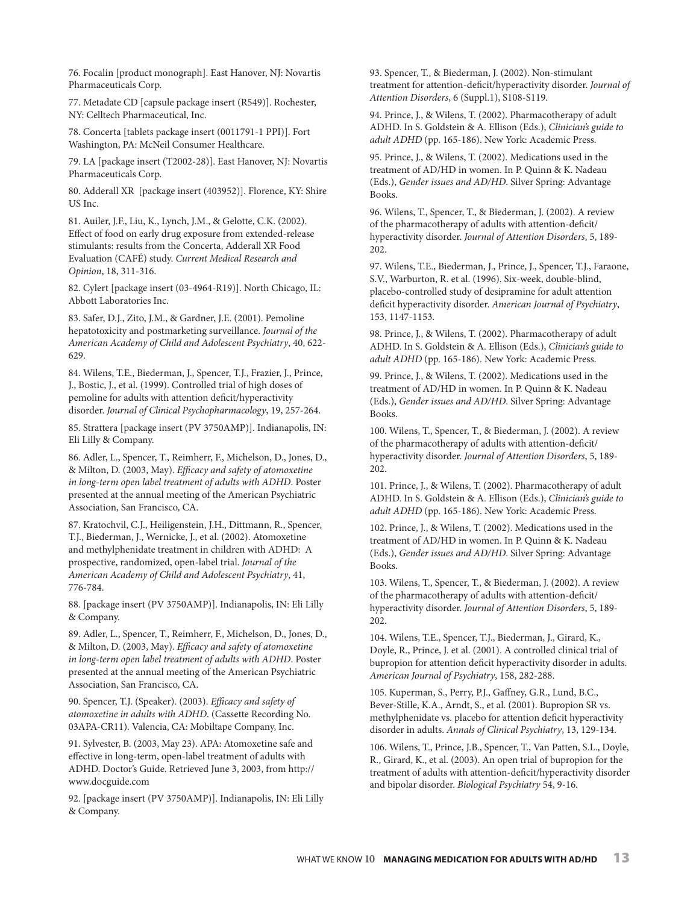76. Focalin [product monograph]. East Hanover, NJ: Novartis Pharmaceuticals Corp.

77. Metadate CD [capsule package insert (R549)]. Rochester, NY: Celltech Pharmaceutical, Inc.

78. Concerta [tablets package insert (0011791-1 PPI)]. Fort Washington, PA: McNeil Consumer Healthcare.

79. LA [package insert (T2002-28)]. East Hanover, NJ: Novartis Pharmaceuticals Corp.

80. Adderall XR [package insert (403952)]. Florence, KY: Shire US Inc.

81. Auiler, J.F., Liu, K., Lynch, J.M., & Gelotte, C.K. (2002). Effect of food on early drug exposure from extended-release stimulants: results from the Concerta, Adderall XR Food Evaluation (CAFÉ) study. *Current Medical Research and Opinion*, 18, 311-316.

82. Cylert [package insert (03-4964-R19)]. North Chicago, IL: Abbott Laboratories Inc.

83. Safer, D.J., Zito, J.M., & Gardner, J.E. (2001). Pemoline hepatotoxicity and postmarketing surveillance. *Journal of the American Academy of Child and Adolescent Psychiatry*, 40, 622-629.

84. Wilens, T.E., Biederman, J., Spencer, T.J., Frazier, J., Prince, J., Bostic, J., et al. (1999). Controlled trial of high doses of pemoline for adults with attention deficit/hyperactivity disorder. *Journal of Clinical Psychopharmacology*, 19, 257-264.

85. Strattera [package insert (PV 3750AMP)]. Indianapolis, IN: Eli Lilly & Company.

86. Adler, L., Spencer, T., Reimherr, F., Michelson, D., Jones, D., & Milton, D. (2003, May). *Efficacy and safety of atomoxetine in long-term open label treatment of adults with ADHD*. Poster presented at the annual meeting of the American Psychiatric Association, San Francisco, CA.

87. Kratochvil, C.J., Heiligenstein, J.H., Dittmann, R., Spencer, T.J., Biederman, J., Wernicke, J., et al. (2002). Atomoxetine and methylphenidate treatment in children with ADHD: A prospective, randomized, open-label trial. *Journal of the American Academy of Child and Adolescent Psychiatry*, 41, 776-784.

88. [package insert (PV 3750AMP)]. Indianapolis, IN: Eli Lilly & Company.

89. Adler, L., Spencer, T., Reimherr, F., Michelson, D., Jones, D., & Milton, D. (2003, May). *Efficacy and safety of atomoxetine in long-term open label treatment of adults with ADHD*. Poster presented at the annual meeting of the American Psychiatric Association, San Francisco, CA.

90. Spencer, T.J. (Speaker). (2003). *Efficacy and safety of atomoxetine in adults with ADHD*. (Cassette Recording No. 03APA-CR11). Valencia, CA: Mobiltape Company, Inc.

91. Sylvester, B. (2003, May 23). APA: Atomoxetine safe and effective in long-term, open-label treatment of adults with ADHD. Doctor's Guide. Retrieved June 3, 2003, from http://www.docguide.com

92. [package insert (PV 3750AMP)]. Indianapolis, IN: Eli Lilly & Company.

93. Spencer, T., & Biederman, J. (2002). Non-stimulant treatment for attention-deficit/hyperactivity disorder. *Journal of Attention Disorders*, 6 (Suppl.1), S108-S119.

94. Prince, J., & Wilens, T. (2002). Pharmacotherapy of adult ADHD. In S. Goldstein & A. Ellison (Eds.), *Clinician's guide to adult ADHD* (pp. 165-186). New York: Academic Press.

95. Prince, J., & Wilens, T. (2002). Medications used in the treatment of AD/HD in women. In P. Quinn & K. Nadeau (Eds.), *Gender issues and AD/HD*. Silver Spring: Advantage Books.

96. Wilens, T., Spencer, T., & Biederman, J. (2002). A review of the pharmacotherapy of adults with attention-deficit/hyperactivity disorder. *Journal of Attention Disorders*, 5, 189-202.

97. Wilens, T.E., Biederman, J., Prince, J., Spencer, T.J., Faraone, S.V., Warburton, R. et al. (1996). Six-week, double-blind, placebo-controlled study of desipramine for adult attention deficit hyperactivity disorder. *American Journal of Psychiatry*, 153, 1147-1153.

98. Prince, J., & Wilens, T. (2002). Pharmacotherapy of adult ADHD. In S. Goldstein & A. Ellison (Eds.), *Clinician's guide to adult ADHD* (pp. 165-186). New York: Academic Press.

99. Prince, J., & Wilens, T. (2002). Medications used in the treatment of AD/HD in women. In P. Quinn & K. Nadeau (Eds.), *Gender issues and AD/HD*. Silver Spring: Advantage Books.

100. Wilens, T., Spencer, T., & Biederman, J. (2002). A review of the pharmacotherapy of adults with attention-deficit/hyperactivity disorder. *Journal of Attention Disorders*, 5, 189-202.

101. Prince, J., & Wilens, T. (2002). Pharmacotherapy of adult ADHD. In S. Goldstein & A. Ellison (Eds.), *Clinician's guide to adult ADHD* (pp. 165-186). New York: Academic Press.

102. Prince, J., & Wilens, T. (2002). Medications used in the treatment of AD/HD in women. In P. Quinn & K. Nadeau (Eds.), *Gender issues and AD/HD*. Silver Spring: Advantage Books.

103. Wilens, T., Spencer, T., & Biederman, J. (2002). A review of the pharmacotherapy of adults with attention-deficit/hyperactivity disorder. *Journal of Attention Disorders*, 5, 189-202.

104. Wilens, T.E., Spencer, T.J., Biederman, J., Girard, K., Doyle, R., Prince, J. et al. (2001). A controlled clinical trial of bupropion for attention deficit hyperactivity disorder in adults. *American Journal of Psychiatry*, 158, 282-288.

105. Kuperman, S., Perry, P.J., Gaffney, G.R., Lund, B.C., Bever-Stille, K.A., Arndt, S., et al. (2001). Bupropion SR vs. methylphenidate vs. placebo for attention deficit hyperactivity disorder in adults. *Annals of Clinical Psychiatry*, 13, 129-134.

106. Wilens, T., Prince, J.B., Spencer, T., Van Patten, S.L., Doyle, R., Girard, K., et al. (2003). An open trial of bupropion for the treatment of adults with attention-deficit/hyperactivity disorder and bipolar disorder. *Biological Psychiatry* 54, 9-16.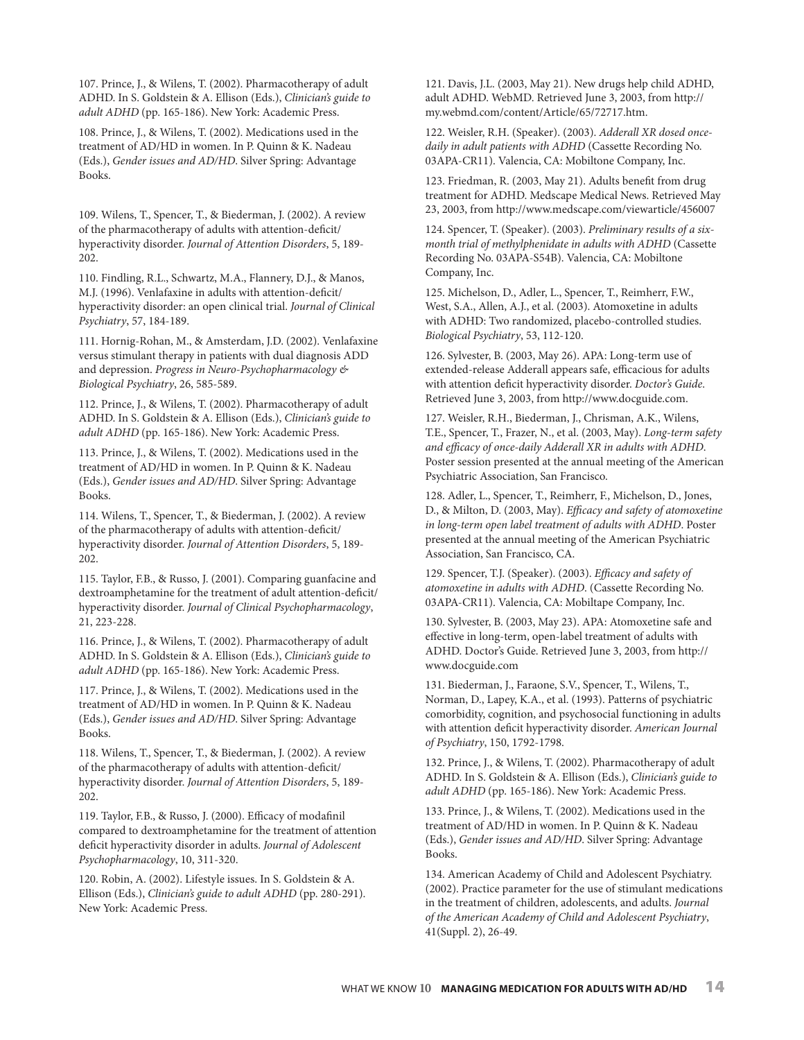107. Prince, J., & Wilens, T. (2002). Pharmacotherapy of adult ADHD. In S. Goldstein & A. Ellison (Eds.), *Clinician's guide to adult ADHD* (pp. 165-186). New York: Academic Press.

108. Prince, J., & Wilens, T. (2002). Medications used in the treatment of AD/HD in women. In P. Quinn & K. Nadeau (Eds.), *Gender issues and AD/HD*. Silver Spring: Advantage Books.

109. Wilens, T., Spencer, T., & Biederman, J. (2002). A review of the pharmacotherapy of adults with attention-deficit/hyperactivity disorder. *Journal of Attention Disorders*, 5, 189-202.

110. Findling, R.L., Schwartz, M.A., Flannery, D.J., & Manos, M.J. (1996). Venlafaxine in adults with attention-deficit/hyperactivity disorder: an open clinical trial. *Journal of Clinical Psychiatry*, 57, 184-189.

111. Hornig-Rohan, M., & Amsterdam, J.D. (2002). Venlafaxine versus stimulant therapy in patients with dual diagnosis ADD and depression. *Progress in Neuro-Psychopharmacology & Biological Psychiatry*, 26, 585-589.

112. Prince, J., & Wilens, T. (2002). Pharmacotherapy of adult ADHD. In S. Goldstein & A. Ellison (Eds.), *Clinician's guide to adult ADHD* (pp. 165-186). New York: Academic Press.

113. Prince, J., & Wilens, T. (2002). Medications used in the treatment of AD/HD in women. In P. Quinn & K. Nadeau (Eds.), *Gender issues and AD/HD*. Silver Spring: Advantage Books.

114. Wilens, T., Spencer, T., & Biederman, J. (2002). A review of the pharmacotherapy of adults with attention-deficit/hyperactivity disorder. *Journal of Attention Disorders*, 5, 189-202.

115. Taylor, F.B., & Russo, J. (2001). Comparing guanfacine and dextroamphetamine for the treatment of adult attention-deficit/hyperactivity disorder. *Journal of Clinical Psychopharmacology*, 21, 223-228.

116. Prince, J., & Wilens, T. (2002). Pharmacotherapy of adult ADHD. In S. Goldstein & A. Ellison (Eds.), *Clinician's guide to adult ADHD* (pp. 165-186). New York: Academic Press.

117. Prince, J., & Wilens, T. (2002). Medications used in the treatment of AD/HD in women. In P. Quinn & K. Nadeau (Eds.), *Gender issues and AD/HD*. Silver Spring: Advantage Books.

118. Wilens, T., Spencer, T., & Biederman, J. (2002). A review of the pharmacotherapy of adults with attention-deficit/hyperactivity disorder. *Journal of Attention Disorders*, 5, 189-202.

119. Taylor, F.B., & Russo, J. (2000). Efficacy of modafinil compared to dextroamphetamine for the treatment of attention deficit hyperactivity disorder in adults. *Journal of Adolescent Psychopharmacology*, 10, 311-320.

120. Robin, A. (2002). Lifestyle issues. In S. Goldstein & A. Ellison (Eds.), *Clinician's guide to adult ADHD* (pp. 280-291). New York: Academic Press.

121. Davis, J.L. (2003, May 21). New drugs help child ADHD, adult ADHD. WebMD. Retrieved June 3, 2003, from http://my.webmd.com/content/Article/65/72717.htm.

122. Weisler, R.H. (Speaker). (2003). *Adderall XR dosed once-daily in adult patients with ADHD* (Cassette Recording No. 03APA-CR11). Valencia, CA: Mobiltone Company, Inc.

123. Friedman, R. (2003, May 21). Adults benefit from drug treatment for ADHD. Medscape Medical News. Retrieved May 23, 2003, from http://www.medscape.com/viewarticle/456007

124. Spencer, T. (Speaker). (2003). *Preliminary results of a six-month trial of methylphenidate in adults with ADHD* (Cassette Recording No. 03APA-S54B). Valencia, CA: Mobiltone Company, Inc.

125. Michelson, D., Adler, L., Spencer, T., Reimherr, F.W., West, S.A., Allen, A.J., et al. (2003). Atomoxetine in adults with ADHD: Two randomized, placebo-controlled studies. *Biological Psychiatry*, 53, 112-120.

126. Sylvester, B. (2003, May 26). APA: Long-term use of extended-release Adderall appears safe, efficacious for adults with attention deficit hyperactivity disorder. *Doctor's Guide*. Retrieved June 3, 2003, from http://www.docguide.com.

127. Weisler, R.H., Biederman, J., Chrisman, A.K., Wilens, T.E., Spencer, T., Frazer, N., et al. (2003, May). *Long-term safety and efficacy of once-daily Adderall XR in adults with ADHD*. Poster session presented at the annual meeting of the American Psychiatric Association, San Francisco.

128. Adler, L., Spencer, T., Reimherr, F., Michelson, D., Jones, D., & Milton, D. (2003, May). *Efficacy and safety of atomoxetine in long-term open label treatment of adults with ADHD*. Poster presented at the annual meeting of the American Psychiatric Association, San Francisco, CA.

129. Spencer, T.J. (Speaker). (2003). *Efficacy and safety of atomoxetine in adults with ADHD*. (Cassette Recording No. 03APA-CR11). Valencia, CA: Mobiltape Company, Inc.

130. Sylvester, B. (2003, May 23). APA: Atomoxetine safe and effective in long-term, open-label treatment of adults with ADHD. Doctor's Guide. Retrieved June 3, 2003, from http://www.docguide.com

131. Biederman, J., Faraone, S.V., Spencer, T., Wilens, T., Norman, D., Lapey, K.A., et al. (1993). Patterns of psychiatric comorbidity, cognition, and psychosocial functioning in adults with attention deficit hyperactivity disorder. *American Journal of Psychiatry*, 150, 1792-1798.

132. Prince, J., & Wilens, T. (2002). Pharmacotherapy of adult ADHD. In S. Goldstein & A. Ellison (Eds.), *Clinician's guide to adult ADHD* (pp. 165-186). New York: Academic Press.

133. Prince, J., & Wilens, T. (2002). Medications used in the treatment of AD/HD in women. In P. Quinn & K. Nadeau (Eds.), *Gender issues and AD/HD*. Silver Spring: Advantage Books.

134. American Academy of Child and Adolescent Psychiatry. (2002). Practice parameter for the use of stimulant medications in the treatment of children, adolescents, and adults. *Journal of the American Academy of Child and Adolescent Psychiatry*, 41(Suppl. 2), 26-49.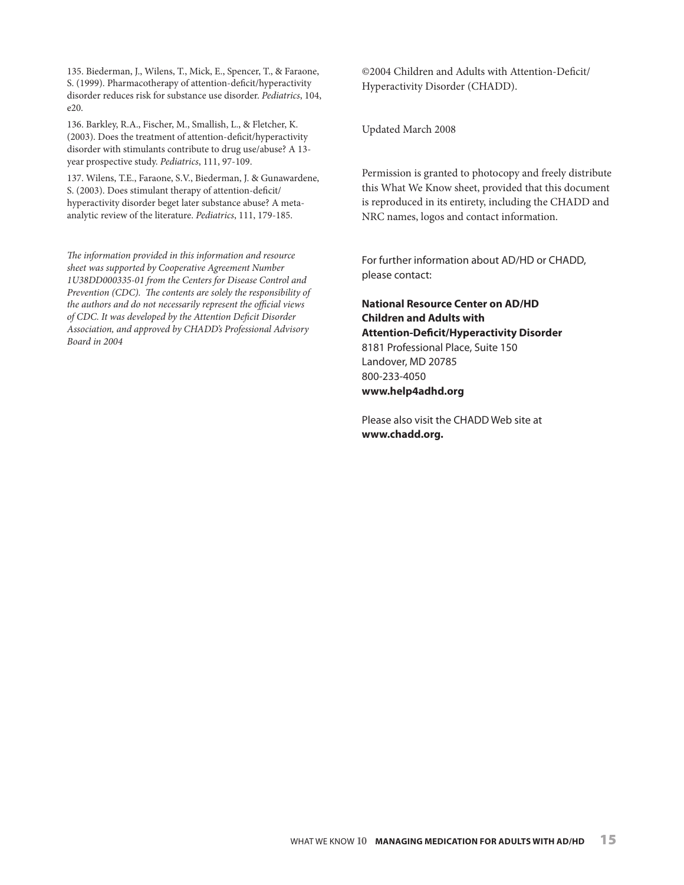135. Biederman, J., Wilens, T., Mick, E., Spencer, T., & Faraone, S. (1999). Pharmacotherapy of attention-deficit/hyperactivity disorder reduces risk for substance use disorder. *Pediatrics*, 104, e20.

136. Barkley, R.A., Fischer, M., Smallish, L., & Fletcher, K. (2003). Does the treatment of attention-deficit/hyperactivity disorder with stimulants contribute to drug use/abuse? A 13-year prospective study. *Pediatrics*, 111, 97-109.

137. Wilens, T.E., Faraone, S.V., Biederman, J. & Gunawardene, S. (2003). Does stimulant therapy of attention-deficit/hyperactivity disorder beget later substance abuse? A meta-analytic review of the literature. *Pediatrics*, 111, 179-185.

*The information provided in this information and resource sheet was supported by Cooperative Agreement Number 1U38DD000335-01 from the Centers for Disease Control and Prevention (CDC). The contents are solely the responsibility of the authors and do not necessarily represent the official views of CDC. It was developed by the Attention Deficit Disorder Association, and approved by CHADD's Professional Advisory Board in 2004*

©2004 Children and Adults with Attention-Deficit/Hyperactivity Disorder (CHADD).

Updated March 2008

Permission is granted to photocopy and freely distribute this What We Know sheet, provided that this document is reproduced in its entirety, including the CHADD and NRC names, logos and contact information.

For further information about AD/HD or CHADD, please contact:

**National Resource Center on AD/HD**
**Children and Adults with**
**Attention-Deficit/Hyperactivity Disorder**
8181 Professional Place, Suite 150
Landover, MD 20785
800-233-4050
**www.help4adhd.org**

Please also visit the CHADD Web site at **www.chadd.org.**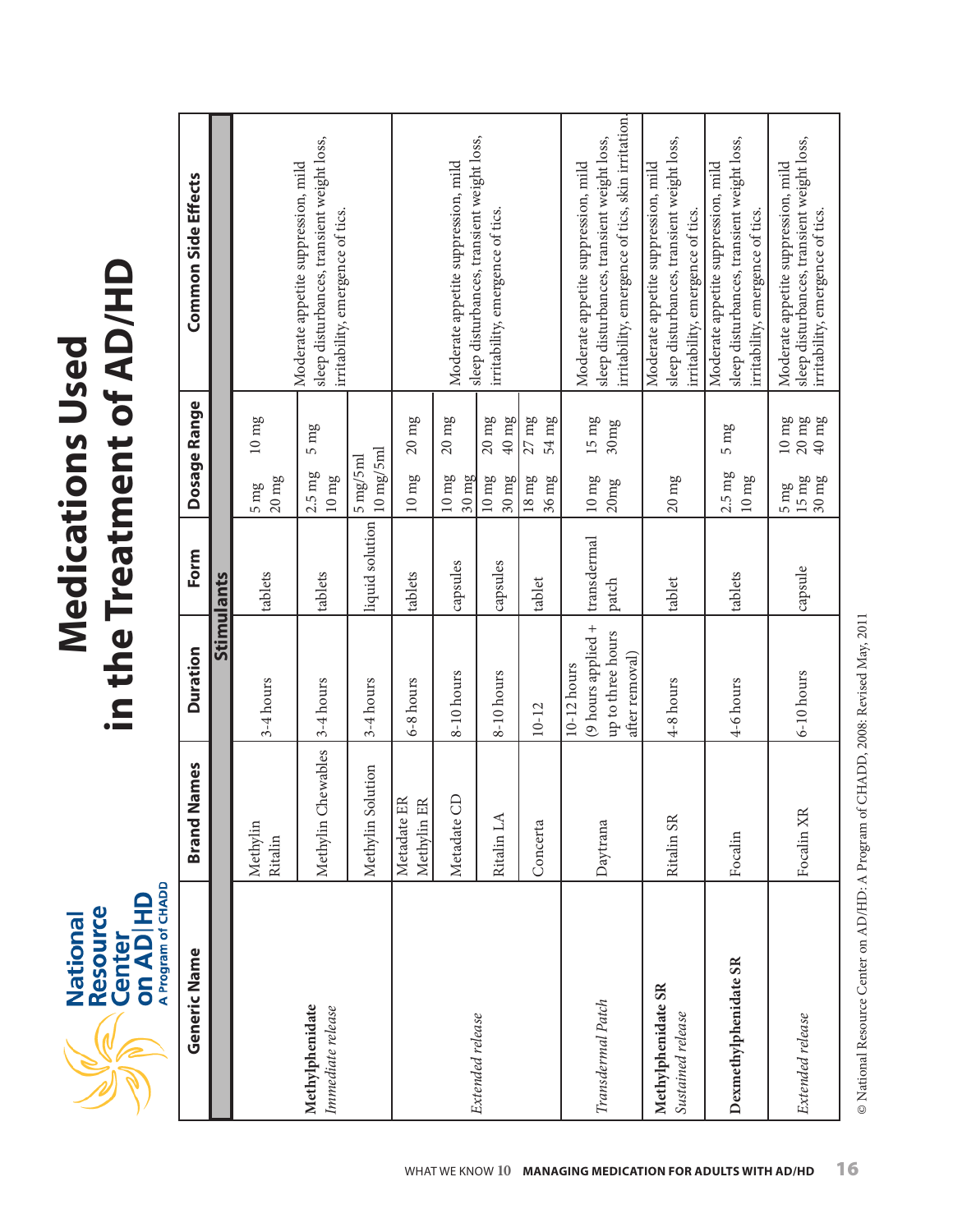# Medications Used in the Treatment of AD/HD

| Generic Name | Brand Names | Duration | Form | Dosage Range | Common Side Effects |
|---|---|---|---|---|---|
| **Stimulants** | | | | | |
| **Methylphenidate** *Immediate release* | Methylin Ritalin | 3-4 hours | tablets | 5 mg 10 mg 20 mg | Moderate appetite suppression, mild sleep disturbances, transient weight loss, irritability, emergence of tics. |
| | Methylin Chewables | 3-4 hours | tablets | 2.5 mg 5 mg 10 mg | |
| | Methylin Solution | 3-4 hours | liquid solution | 5 mg/5ml 10 mg/5ml | |
| *Extended release* | Metadate ER Methylin ER | 6-8 hours | tablets | 10 mg 20 mg | Moderate appetite suppression, mild sleep disturbances, transient weight loss, irritability, emergence of tics. |
| | Metadate CD | 8-10 hours | capsules | 10 mg 20 mg 30 mg | |
| | Ritalin LA | 8-10 hours | capsules | 10 mg 20 mg 30 mg 40 mg | |
| | Concerta | 10-12 | tablet | 18 mg 27 mg 36 mg 54 mg | |
| *Transdermal Patch* | Daytrana | 10-12 hours (9 hours applied + up to three hours after removal) | transdermal patch | 10 mg 15 mg 20mg 30mg | Moderate appetite suppression, mild sleep disturbances, transient weight loss, irritability, emergence of tics, skin irritation. |
| **Methylphenidate SR** *Sustained release* | Ritalin SR | 4-8 hours | tablet | 20 mg | Moderate appetite suppression, mild sleep disturbances, transient weight loss, irritability, emergence of tics. |
| **Dexmethylphenidate SR** | Focalin | 4-6 hours | tablets | 2.5 mg 5 mg 10 mg | Moderate appetite suppression, mild sleep disturbances, transient weight loss, irritability, emergence of tics. |
| *Extended release* | Focalin XR | 6-10 hours | capsule | 5 mg 10 mg 15 mg 20 mg 30 mg 40 mg | Moderate appetite suppression, mild sleep disturbances, transient weight loss, irritability, emergence of tics. |

© National Resource Center on AD/HD: A Program of CHADD, 2008: Revised May, 2011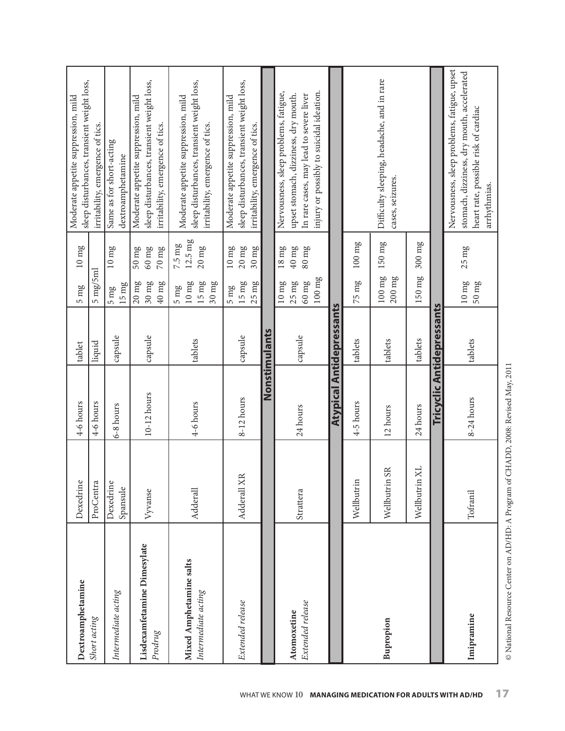| | | | | | |
|---|---|---|---|---|---|
| **Dextroamphetamine** | Dexedrine | 4-6 hours | tablet | 5 mg 10 mg | Moderate appetite suppression, mild sleep disturbances, transient weight loss, irritability, emergence of tics. |
| *Short acting* | ProCentra | 4-6 hours | liquid | 5 mg/5ml | |
| *Intermediate acting* | Dexedrine Spansule | 6-8 hours | capsule | 5 mg 10 mg 15 mg | Same as for short-acting dextroamphetamine |
| **Lisdexamfetamine Dimesylate** *Prodrug* | Vyvanse | 10-12 hours | capsule | 20 mg 50 mg 30 mg 60 mg 40 mg 70 mg | Moderate appetite suppression, mild sleep disturbances, transient weight loss, irritability, emergence of tics. |
| **Mixed Amphetamine salts** *Intermediate acting* | Adderall | 4-6 hours | tablets | 5 mg 7.5 mg 10 mg 12.5 mg 15 mg 20 mg 30 mg | Moderate appetite suppression, mild sleep disturbances, transient weight loss, irritability, emergence of tics. |
| *Extended release* | Adderall XR | 8-12 hours | capsule | 5 mg 10 mg 15 mg 20 mg 25 mg 30 mg | Moderate appetite suppression, mild sleep disturbances, transient weight loss, irritability, emergence of tics. |
| **Nonstimulants** | | | | | |
| **Atomoxetine** *Extended release* | Strattera | 24 hours | capsule | 10 mg 18 mg 25 mg 40 mg 60 mg 80 mg 100 mg | Nervousness, sleep problems, fatigue, upset stomach, dizziness, dry mouth. In rare cases, may lead to severe liver injury or possibly to suicidal ideation. |
| **Atypical Antidepressants** | | | | | |
| **Bupropion** | Wellbutrin | 4-5 hours | tablets | 75 mg 100 mg | Difficulty sleeping, headache, and in rare cases, seizures. |
| | Wellbutrin SR | 12 hours | tablets | 100 mg 150 mg 200 mg | |
| | Wellbutrin XL | 24 hours | tablets | 150 mg 300 mg | |
| **Tricyclic Antidepressants** | | | | | |
| **Imipramine** | Tofranil | 8-24 hours | tablets | 10 mg 25 mg 50 mg | Nervousness, sleep problems, fatigue, upset stomach, dizziness, dry mouth, accelerated heart rate, possible risk of cardiac arrhythmias. |

© National Resource Center on AD/HD: A Program of CHADD, 2008: Revised May, 2011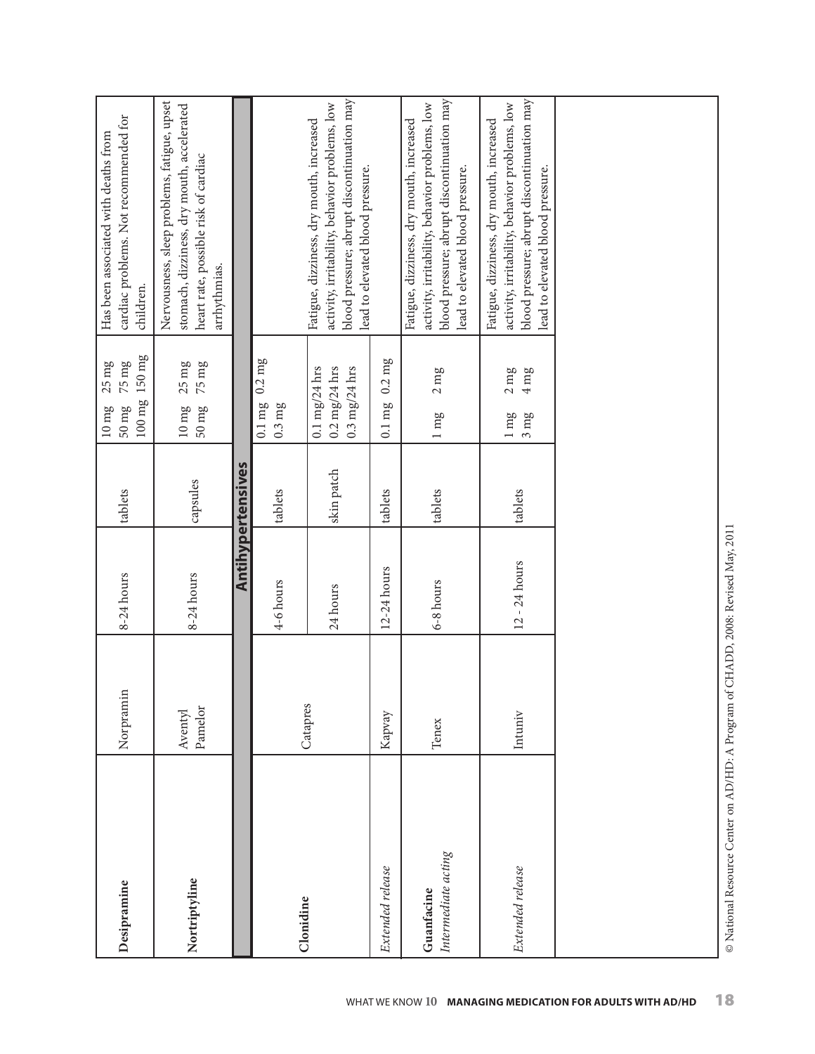| | | | | | |
|---|---|---|---|---|---|
| **Desipramine** | Norpramin | 8-24 hours | tablets | 10 mg 25 mg<br>50 mg 75 mg<br>100 mg 150 mg | Has been associated with deaths from cardiac problems. Not recommended for children. |
| **Nortriptyline** | Aventyl<br>Pamelor | 8-24 hours | capsules | 10 mg 25 mg<br>50 mg 75 mg | Nervousness, sleep problems, fatigue, upset stomach, dizziness, dry mouth, accelerated heart rate, possible risk of cardiac arrhythmias. |
| **Antihypertensives** | | | | | |
| **Clonidine** | Catapres | 4-6 hours | tablets | 0.1 mg 0.2 mg<br>0.3 mg | Fatigue, dizziness, dry mouth, increased activity, irritability, behavior problems, low blood pressure; abrupt discontinuation may lead to elevated blood pressure. |
| | | 24 hours | skin patch | 0.1 mg/24 hrs<br>0.2 mg/24 hrs<br>0.3 mg/24 hrs | |
| *Extended release* | Kapvay | 12-24 hours | tablets | 0.1 mg 0.2 mg | |
| **Guanfacine**<br>*Intermediate acting* | Tenex | 6-8 hours | tablets | 1 mg 2 mg | Fatigue, dizziness, dry mouth, increased activity, irritability, behavior problems, low blood pressure; abrupt discontinuation may lead to elevated blood pressure. |
| *Extended release* | Intuniv | 12 - 24 hours | tablets | 1 mg 2 mg<br>3 mg 4 mg | Fatigue, dizziness, dry mouth, increased activity, irritability, behavior problems, low blood pressure; abrupt discontinuation may lead to elevated blood pressure. |

© National Resource Center on AD/HD: A Program of CHADD, 2008: Revised May, 2011